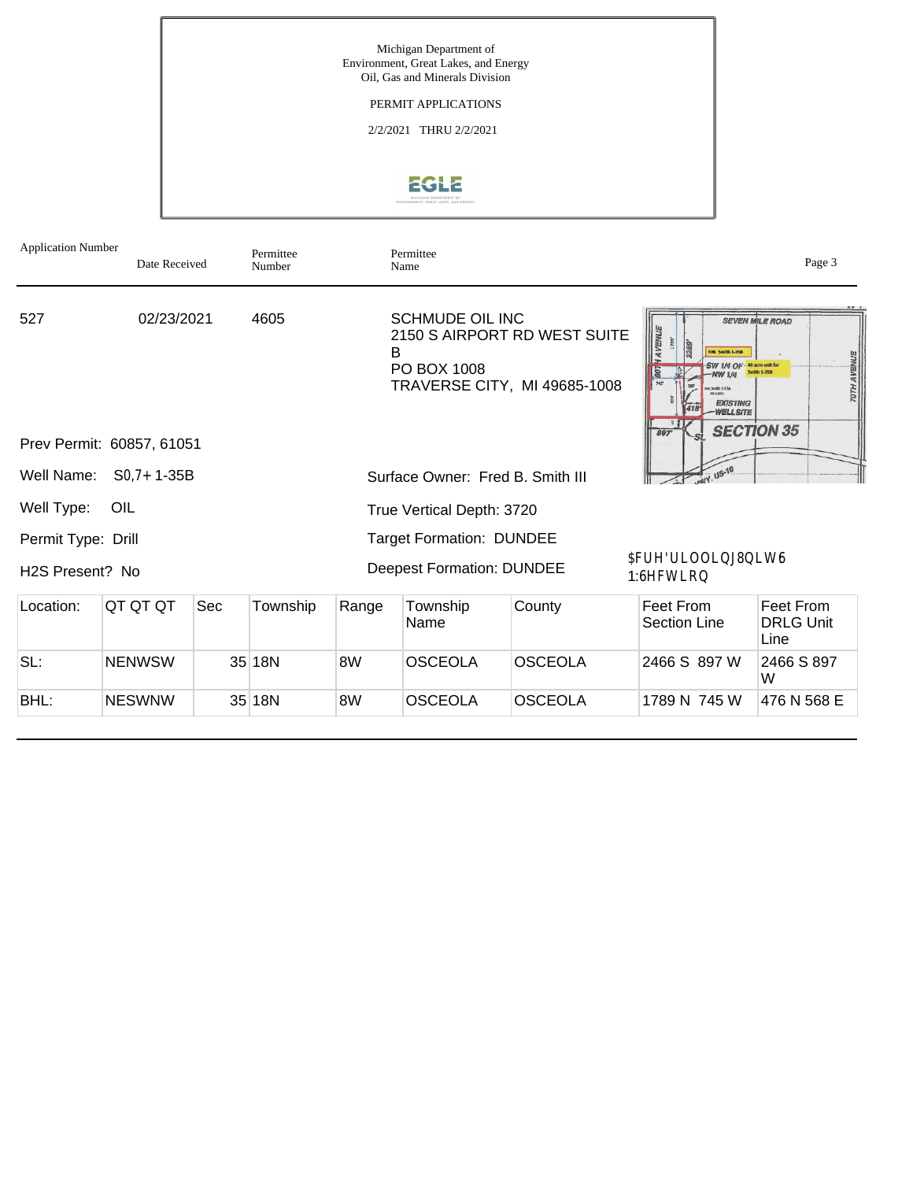Michigan Department of
Environment, Great Lakes, and Energy
Oil, Gas and Minerals Division

PERMIT APPLICATIONS

2/2/2021 THRU 2/2/2021

| Application Number | Date Received | Permittee Number | Permittee Name |
|---|---|---|---|
| 527 | 02/23/2021 | 4605 | SCHMUDE OIL INC<br>2150 S AIRPORT RD WEST SUITE B<br>PO BOX 1008<br>TRAVERSE CITY, MI 49685-1008 |

Prev Permit: 60857, 61051

Well Name: S0,7+ 1-35B

Surface Owner: Fred B. Smith III

Well Type: OIL

True Vertical Depth: 3720

Permit Type: Drill

Target Formation: DUNDEE

H2S Present? No

Deepest Formation: DUNDEE

$FUH'ULOOLQJ8QLW6 1:6HFWLRQ

| Location: | QT QT QT | Sec | Township | Range | Township Name | County | Feet From Section Line | Feet From DRLG Unit Line |
|---|---|---|---|---|---|---|---|---|
| SL: | NENWSW | 35 | 18N | 8W | OSCEOLA | OSCEOLA | 2466 S 897 W | 2466 S 897 W |
| BHL: | NESWNW | 35 | 18N | 8W | OSCEOLA | OSCEOLA | 1789 N 745 W | 476 N 568 E |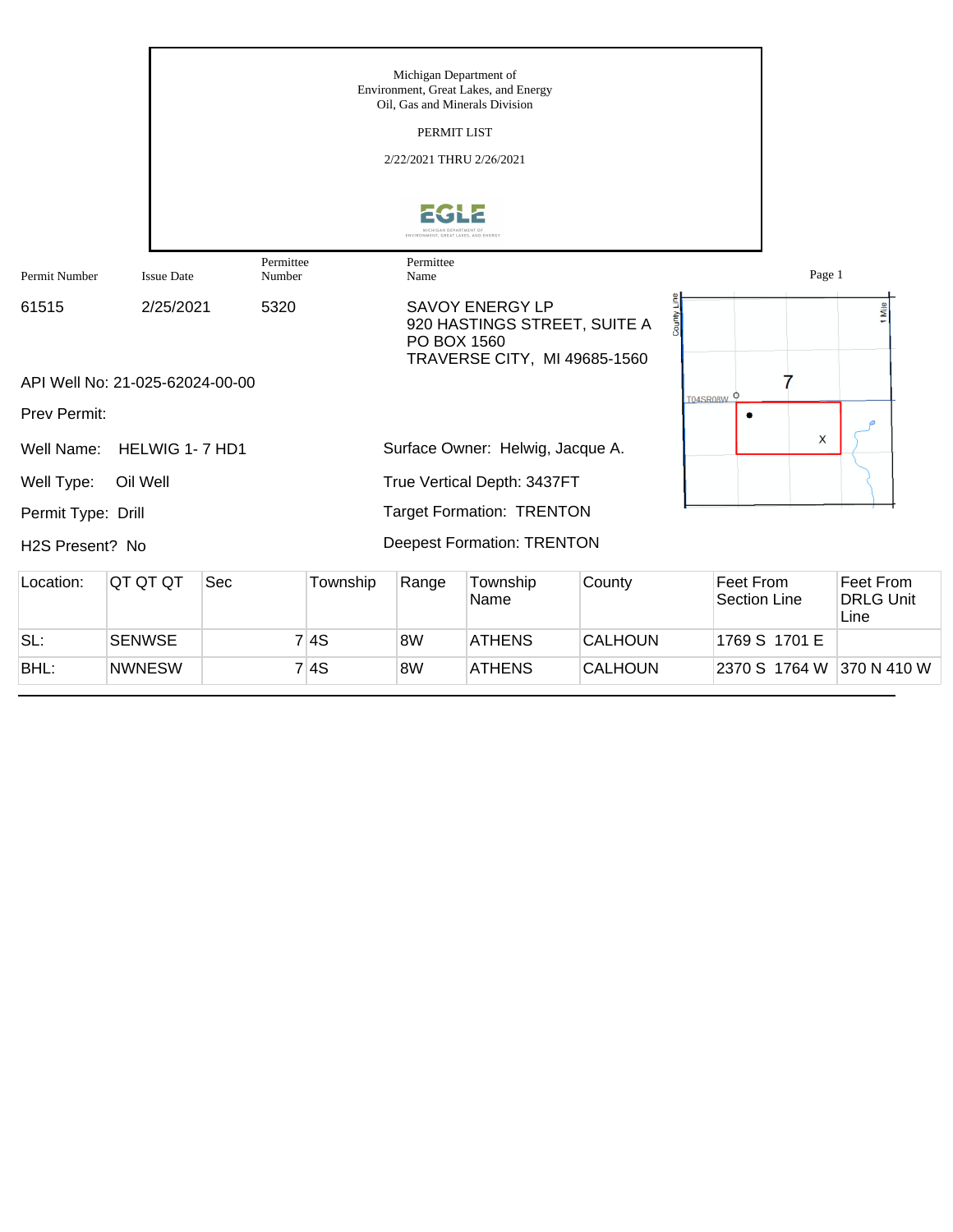Michigan Department of
Environment, Great Lakes, and Energy
Oil, Gas and Minerals Division

PERMIT LIST

2/22/2021 THRU 2/26/2021

| Permit Number | Issue Date | Permittee Number | Permittee Name |
|---|---|---|---|
| 61515 | 2/25/2021 | 5320 | SAVOY ENERGY LP<br>920 HASTINGS STREET, SUITE A<br>PO BOX 1560<br>TRAVERSE CITY, MI 49685-1560 |

API Well No: 21-025-62024-00-00

Prev Permit:

Well Name: HELWIG 1- 7 HD1

Well Type: Oil Well

Permit Type: Drill

H2S Present? No

Surface Owner: Helwig, Jacque A.

True Vertical Depth: 3437FT

Target Formation: TRENTON

Deepest Formation: TRENTON

| Location: | QT QT QT | Sec | Township | Range | Township Name | County | Feet From Section Line | Feet From DRLG Unit Line |
|---|---|---|---|---|---|---|---|---|
| SL: | SENWSE | 7 | 4S | 8W | ATHENS | CALHOUN | 1769 S 1701 E | |
| BHL: | NWNESW | 7 | 4S | 8W | ATHENS | CALHOUN | 2370 S 1764 W | 370 N 410 W |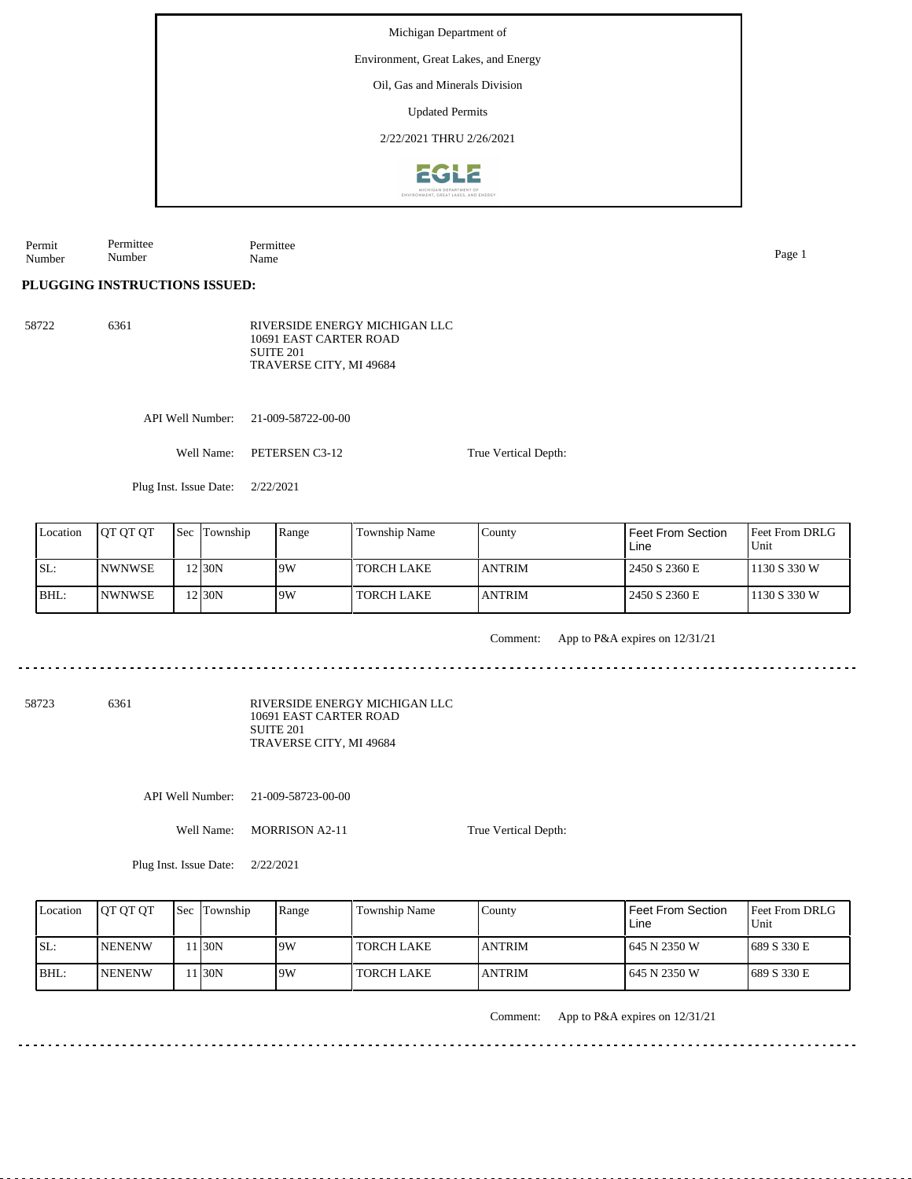Michigan Department of

Environment, Great Lakes, and Energy

Oil, Gas and Minerals Division

Updated Permits

2/22/2021 THRU 2/26/2021

| Permit Number | Permittee Number | Permittee Name |
|---|---|---|

**PLUGGING INSTRUCTIONS ISSUED:**

58722 6361 RIVERSIDE ENERGY MICHIGAN LLC
10691 EAST CARTER ROAD
SUITE 201
TRAVERSE CITY, MI 49684

API Well Number: 21-009-58722-00-00

Well Name: PETERSEN C3-12

True Vertical Depth:

Plug Inst. Issue Date: 2/22/2021

| Location | QT QT QT | Sec | Township | Range | Township Name | County | Feet From Section Line | Feet From DRLG Unit |
|---|---|---|---|---|---|---|---|---|
| SL: | NWNWSE | 12 | 30N | 9W | TORCH LAKE | ANTRIM | 2450 S 2360 E | 1130 S 330 W |
| BHL: | NWNWSE | 12 | 30N | 9W | TORCH LAKE | ANTRIM | 2450 S 2360 E | 1130 S 330 W |

Comment: App to P&A expires on 12/31/21

---

58723 6361 RIVERSIDE ENERGY MICHIGAN LLC
10691 EAST CARTER ROAD
SUITE 201
TRAVERSE CITY, MI 49684

API Well Number: 21-009-58723-00-00

Well Name: MORRISON A2-11

True Vertical Depth:

Plug Inst. Issue Date: 2/22/2021

| Location | QT QT QT | Sec | Township | Range | Township Name | County | Feet From Section Line | Feet From DRLG Unit |
|---|---|---|---|---|---|---|---|---|
| SL: | NENENW | 11 | 30N | 9W | TORCH LAKE | ANTRIM | 645 N 2350 W | 689 S 330 E |
| BHL: | NENENW | 11 | 30N | 9W | TORCH LAKE | ANTRIM | 645 N 2350 W | 689 S 330 E |

Comment: App to P&A expires on 12/31/21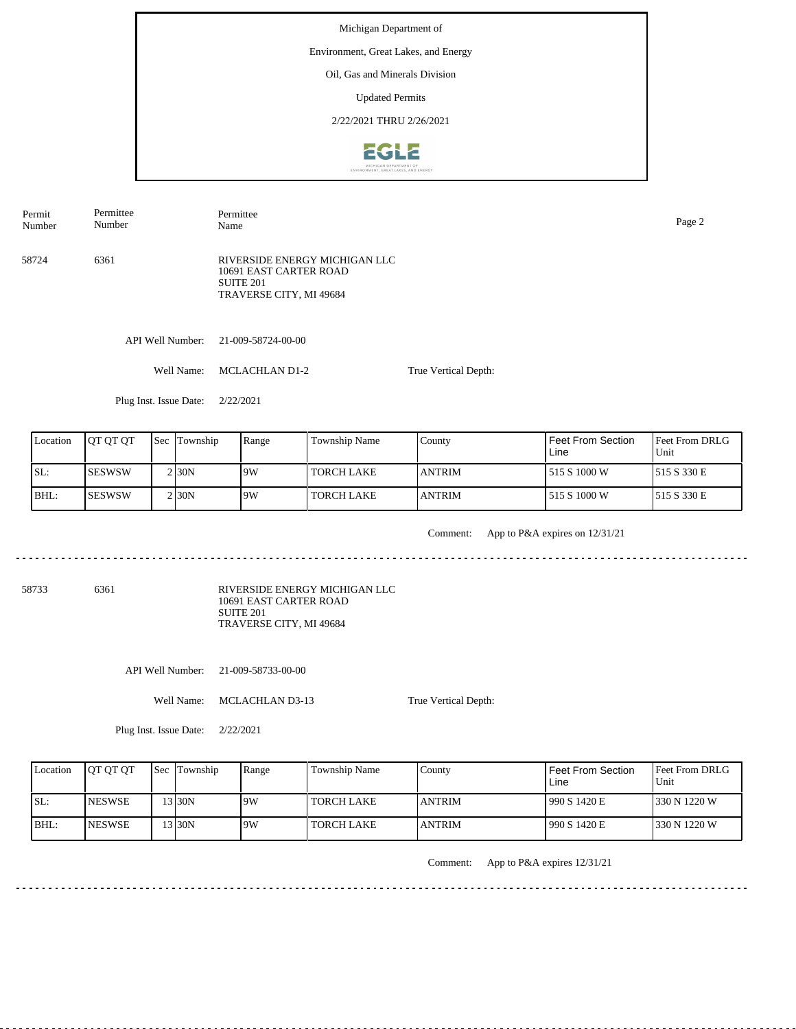Michigan Department of

Environment, Great Lakes, and Energy

Oil, Gas and Minerals Division

Updated Permits

2/22/2021 THRU 2/26/2021

| Permit Number | Permittee Number | Permittee Name |
|---|---|---|
| 58724 | 6361 | RIVERSIDE ENERGY MICHIGAN LLC<br>10691 EAST CARTER ROAD<br>SUITE 201<br>TRAVERSE CITY, MI 49684 |

API Well Number: 21-009-58724-00-00

Well Name: MCLACHLAN D1-2

True Vertical Depth:

Plug Inst. Issue Date: 2/22/2021

| Location | QT QT QT | Sec | Township | Range | Township Name | County | Feet From Section Line | Feet From DRLG Unit |
|---|---|---|---|---|---|---|---|---|
| SL: | SESWSW | 2 | 30N | 9W | TORCH LAKE | ANTRIM | 515 S 1000 W | 515 S 330 E |
| BHL: | SESWSW | 2 | 30N | 9W | TORCH LAKE | ANTRIM | 515 S 1000 W | 515 S 330 E |

Comment: App to P&A expires on 12/31/21

---

| Permit Number | Permittee Number | Permittee Name |
|---|---|---|
| 58733 | 6361 | RIVERSIDE ENERGY MICHIGAN LLC<br>10691 EAST CARTER ROAD<br>SUITE 201<br>TRAVERSE CITY, MI 49684 |

API Well Number: 21-009-58733-00-00

Well Name: MCLACHLAN D3-13

True Vertical Depth:

Plug Inst. Issue Date: 2/22/2021

| Location | QT QT QT | Sec | Township | Range | Township Name | County | Feet From Section Line | Feet From DRLG Unit |
|---|---|---|---|---|---|---|---|---|
| SL: | NESWSE | 13 | 30N | 9W | TORCH LAKE | ANTRIM | 990 S 1420 E | 330 N 1220 W |
| BHL: | NESWSE | 13 | 30N | 9W | TORCH LAKE | ANTRIM | 990 S 1420 E | 330 N 1220 W |

Comment: App to P&A expires 12/31/21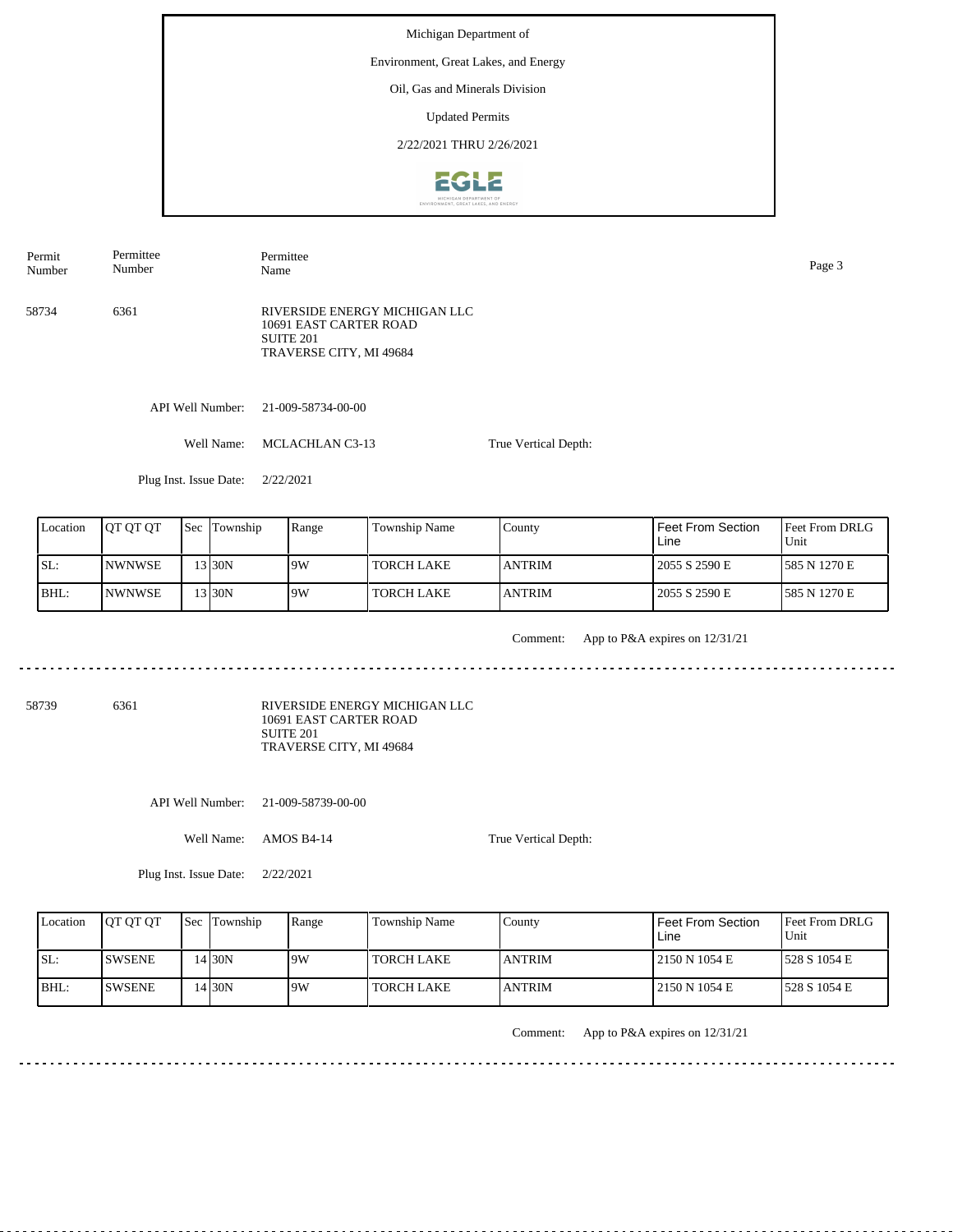Michigan Department of

Environment, Great Lakes, and Energy

Oil, Gas and Minerals Division

Updated Permits

2/22/2021 THRU 2/26/2021

| Permit Number | Permittee Number | Permittee Name |
|---|---|---|
| 58734 | 6361 | RIVERSIDE ENERGY MICHIGAN LLC<br>10691 EAST CARTER ROAD<br>SUITE 201<br>TRAVERSE CITY, MI 49684 |

API Well Number: 21-009-58734-00-00

Well Name: MCLACHLAN C3-13

True Vertical Depth:

Plug Inst. Issue Date: 2/22/2021

| Location | QT QT QT | Sec | Township | Range | Township Name | County | Feet From Section Line | Feet From DRLG Unit |
|---|---|---|---|---|---|---|---|---|
| SL: | NWNWSE | 13 | 30N | 9W | TORCH LAKE | ANTRIM | 2055 S 2590 E | 585 N 1270 E |
| BHL: | NWNWSE | 13 | 30N | 9W | TORCH LAKE | ANTRIM | 2055 S 2590 E | 585 N 1270 E |

Comment: App to P&A expires on 12/31/21

---

| Permit Number | Permittee Number | Permittee Name |
|---|---|---|
| 58739 | 6361 | RIVERSIDE ENERGY MICHIGAN LLC<br>10691 EAST CARTER ROAD<br>SUITE 201<br>TRAVERSE CITY, MI 49684 |

API Well Number: 21-009-58739-00-00

Well Name: AMOS B4-14

True Vertical Depth:

Plug Inst. Issue Date: 2/22/2021

| Location | QT QT QT | Sec | Township | Range | Township Name | County | Feet From Section Line | Feet From DRLG Unit |
|---|---|---|---|---|---|---|---|---|
| SL: | SWSENE | 14 | 30N | 9W | TORCH LAKE | ANTRIM | 2150 N 1054 E | 528 S 1054 E |
| BHL: | SWSENE | 14 | 30N | 9W | TORCH LAKE | ANTRIM | 2150 N 1054 E | 528 S 1054 E |

Comment: App to P&A expires on 12/31/21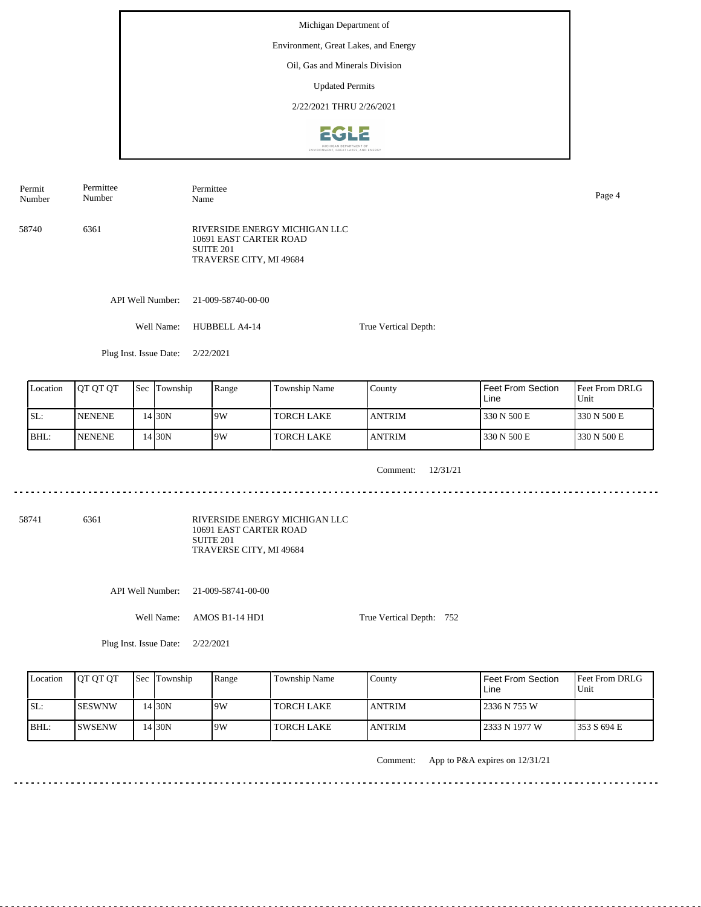Michigan Department of

Environment, Great Lakes, and Energy

Oil, Gas and Minerals Division

Updated Permits

2/22/2021 THRU 2/26/2021

| Permit Number | Permittee Number | Permittee Name |
|---|---|---|
| 58740 | 6361 | RIVERSIDE ENERGY MICHIGAN LLC<br>10691 EAST CARTER ROAD<br>SUITE 201<br>TRAVERSE CITY, MI 49684 |

API Well Number: 21-009-58740-00-00

Well Name: HUBBELL A4-14

True Vertical Depth:

Plug Inst. Issue Date: 2/22/2021

| Location | QT QT QT | Sec | Township | Range | Township Name | County | Feet From Section Line | Feet From DRLG Unit |
|---|---|---|---|---|---|---|---|---|
| SL: | NENENE | 14 | 30N | 9W | TORCH LAKE | ANTRIM | 330 N 500 E | 330 N 500 E |
| BHL: | NENENE | 14 | 30N | 9W | TORCH LAKE | ANTRIM | 330 N 500 E | 330 N 500 E |

Comment: 12/31/21

---

| Permit Number | Permittee Number | Permittee Name |
|---|---|---|
| 58741 | 6361 | RIVERSIDE ENERGY MICHIGAN LLC<br>10691 EAST CARTER ROAD<br>SUITE 201<br>TRAVERSE CITY, MI 49684 |

API Well Number: 21-009-58741-00-00

Well Name: AMOS B1-14 HD1

True Vertical Depth: 752

Plug Inst. Issue Date: 2/22/2021

| Location | QT QT QT | Sec | Township | Range | Township Name | County | Feet From Section Line | Feet From DRLG Unit |
|---|---|---|---|---|---|---|---|---|
| SL: | SESWNW | 14 | 30N | 9W | TORCH LAKE | ANTRIM | 2336 N 755 W | |
| BHL: | SWSENW | 14 | 30N | 9W | TORCH LAKE | ANTRIM | 2333 N 1977 W | 353 S 694 E |

Comment: App to P&A expires on 12/31/21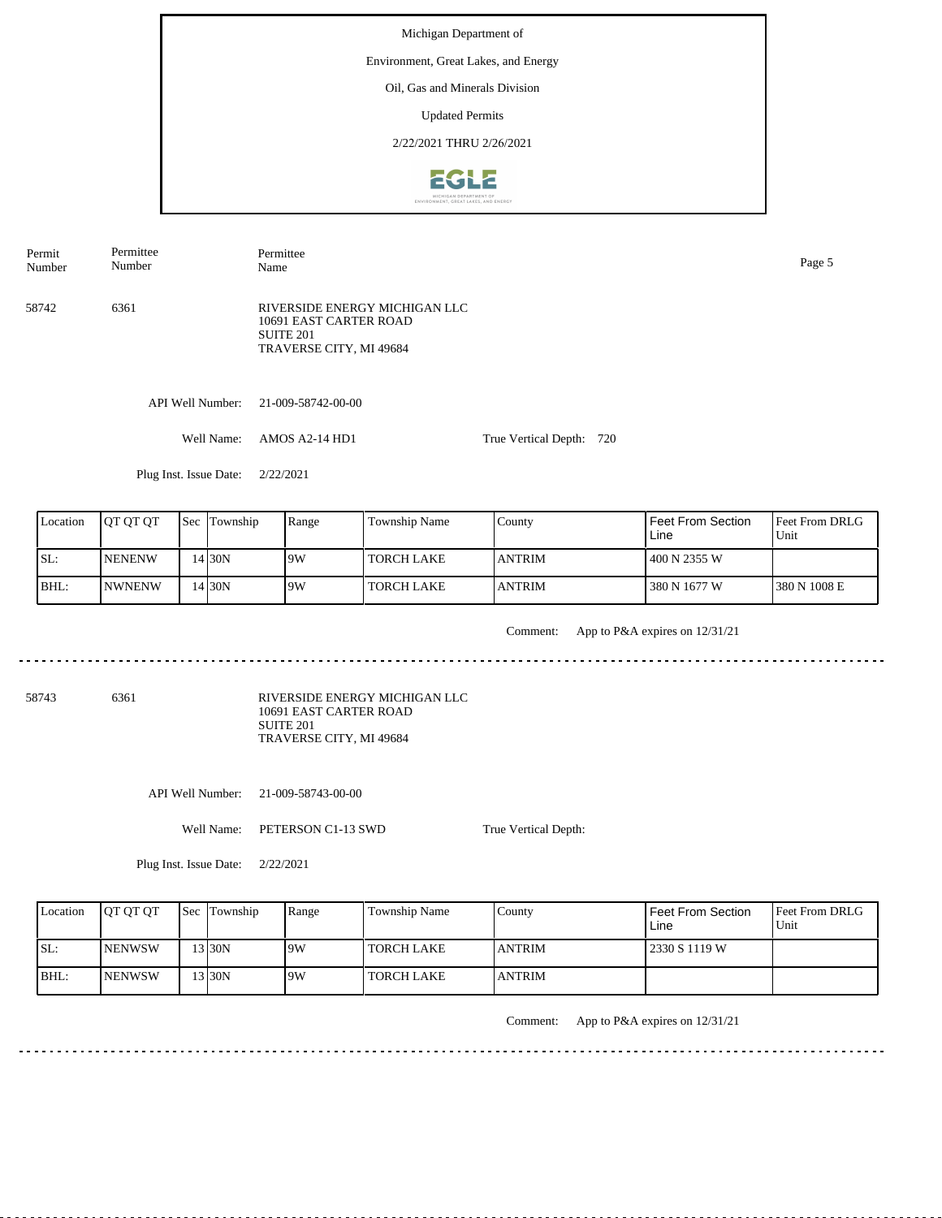Michigan Department of

Environment, Great Lakes, and Energy

Oil, Gas and Minerals Division

Updated Permits

2/22/2021 THRU 2/26/2021

| Permit Number | Permittee Number | Permittee Name |
|---|---|---|

58742 6361 RIVERSIDE ENERGY MICHIGAN LLC
10691 EAST CARTER ROAD
SUITE 201
TRAVERSE CITY, MI 49684

API Well Number: 21-009-58742-00-00

Well Name: AMOS A2-14 HD1 True Vertical Depth: 720

Plug Inst. Issue Date: 2/22/2021

| Location | QT QT QT | Sec | Township | Range | Township Name | County | Feet From Section Line | Feet From DRLG Unit |
|---|---|---|---|---|---|---|---|---|
| SL: | NENENW | 14 | 30N | 9W | TORCH LAKE | ANTRIM | 400 N 2355 W | |
| BHL: | NWNENW | 14 | 30N | 9W | TORCH LAKE | ANTRIM | 380 N 1677 W | 380 N 1008 E |

Comment: App to P&A expires on 12/31/21

---

58743 6361 RIVERSIDE ENERGY MICHIGAN LLC
10691 EAST CARTER ROAD
SUITE 201
TRAVERSE CITY, MI 49684

API Well Number: 21-009-58743-00-00

Well Name: PETERSON C1-13 SWD True Vertical Depth:

Plug Inst. Issue Date: 2/22/2021

| Location | QT QT QT | Sec | Township | Range | Township Name | County | Feet From Section Line | Feet From DRLG Unit |
|---|---|---|---|---|---|---|---|---|
| SL: | NENWSW | 13 | 30N | 9W | TORCH LAKE | ANTRIM | 2330 S 1119 W | |
| BHL: | NENWSW | 13 | 30N | 9W | TORCH LAKE | ANTRIM | | |

Comment: App to P&A expires on 12/31/21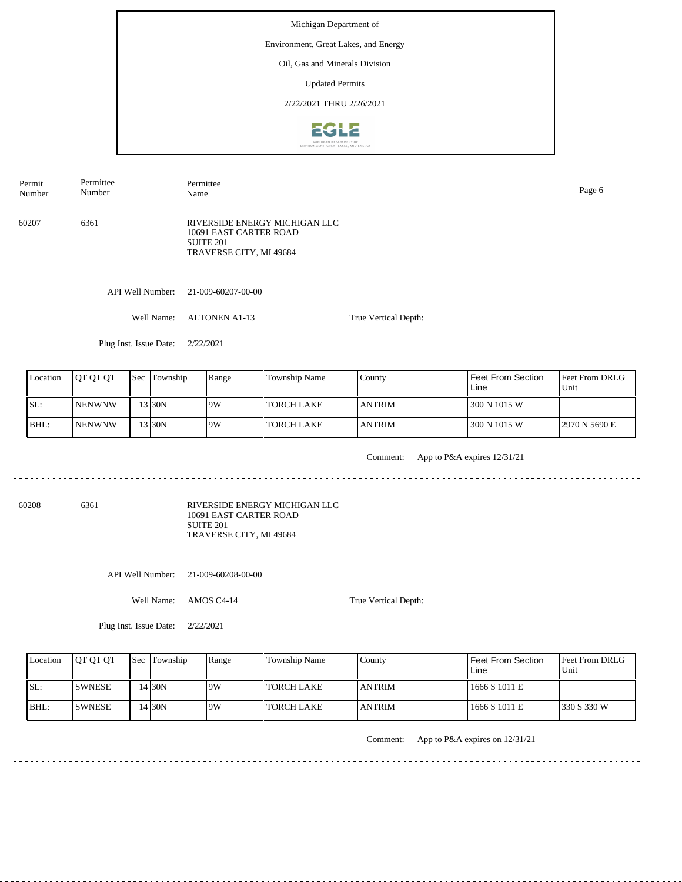Michigan Department of

Environment, Great Lakes, and Energy

Oil, Gas and Minerals Division

Updated Permits

2/22/2021 THRU 2/26/2021

| Permit Number | Permittee Number | Permittee Name |
|---|---|---|
| 60207 | 6361 | RIVERSIDE ENERGY MICHIGAN LLC<br>10691 EAST CARTER ROAD<br>SUITE 201<br>TRAVERSE CITY, MI 49684 |

API Well Number: 21-009-60207-00-00

Well Name: ALTONEN A1-13

True Vertical Depth:

Plug Inst. Issue Date: 2/22/2021

| Location | QT QT QT | Sec | Township | Range | Township Name | County | Feet From Section Line | Feet From DRLG Unit |
|---|---|---|---|---|---|---|---|---|
| SL: | NENWNW | 13 | 30N | 9W | TORCH LAKE | ANTRIM | 300 N 1015 W | |
| BHL: | NENWNW | 13 | 30N | 9W | TORCH LAKE | ANTRIM | 300 N 1015 W | 2970 N 5690 E |

Comment: App to P&A expires 12/31/21

---

| Permit Number | Permittee Number | Permittee Name |
|---|---|---|
| 60208 | 6361 | RIVERSIDE ENERGY MICHIGAN LLC<br>10691 EAST CARTER ROAD<br>SUITE 201<br>TRAVERSE CITY, MI 49684 |

API Well Number: 21-009-60208-00-00

Well Name: AMOS C4-14

True Vertical Depth:

Plug Inst. Issue Date: 2/22/2021

| Location | QT QT QT | Sec | Township | Range | Township Name | County | Feet From Section Line | Feet From DRLG Unit |
|---|---|---|---|---|---|---|---|---|
| SL: | SWNESE | 14 | 30N | 9W | TORCH LAKE | ANTRIM | 1666 S 1011 E | |
| BHL: | SWNESE | 14 | 30N | 9W | TORCH LAKE | ANTRIM | 1666 S 1011 E | 330 S 330 W |

Comment: App to P&A expires on 12/31/21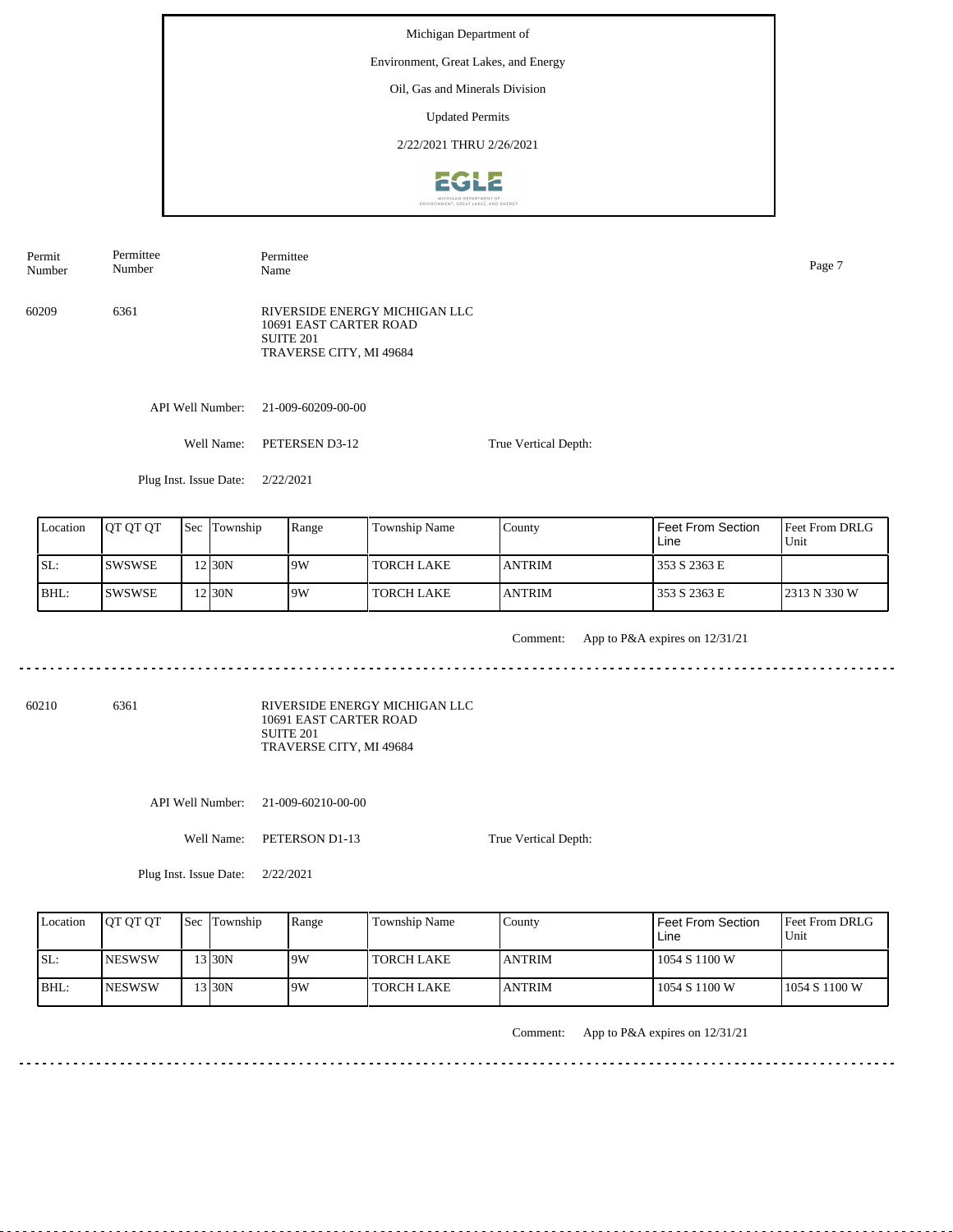Michigan Department of

Environment, Great Lakes, and Energy

Oil, Gas and Minerals Division

Updated Permits

2/22/2021 THRU 2/26/2021

| Permit Number | Permittee Number | Permittee Name |
|---|---|---|
| 60209 | 6361 | RIVERSIDE ENERGY MICHIGAN LLC<br>10691 EAST CARTER ROAD<br>SUITE 201<br>TRAVERSE CITY, MI 49684 |

API Well Number: 21-009-60209-00-00

Well Name: PETERSEN D3-12

True Vertical Depth:

Plug Inst. Issue Date: 2/22/2021

| Location | QT QT QT | Sec | Township | Range | Township Name | County | Feet From Section Line | Feet From DRLG Unit |
|---|---|---|---|---|---|---|---|---|
| SL: | SWSWSE | 12 | 30N | 9W | TORCH LAKE | ANTRIM | 353 S 2363 E | |
| BHL: | SWSWSE | 12 | 30N | 9W | TORCH LAKE | ANTRIM | 353 S 2363 E | 2313 N 330 W |

Comment: App to P&A expires on 12/31/21

---

| Permit Number | Permittee Number | Permittee Name |
|---|---|---|
| 60210 | 6361 | RIVERSIDE ENERGY MICHIGAN LLC<br>10691 EAST CARTER ROAD<br>SUITE 201<br>TRAVERSE CITY, MI 49684 |

API Well Number: 21-009-60210-00-00

Well Name: PETERSON D1-13

True Vertical Depth:

Plug Inst. Issue Date: 2/22/2021

| Location | QT QT QT | Sec | Township | Range | Township Name | County | Feet From Section Line | Feet From DRLG Unit |
|---|---|---|---|---|---|---|---|---|
| SL: | NESWSW | 13 | 30N | 9W | TORCH LAKE | ANTRIM | 1054 S 1100 W | |
| BHL: | NESWSW | 13 | 30N | 9W | TORCH LAKE | ANTRIM | 1054 S 1100 W | 1054 S 1100 W |

Comment: App to P&A expires on 12/31/21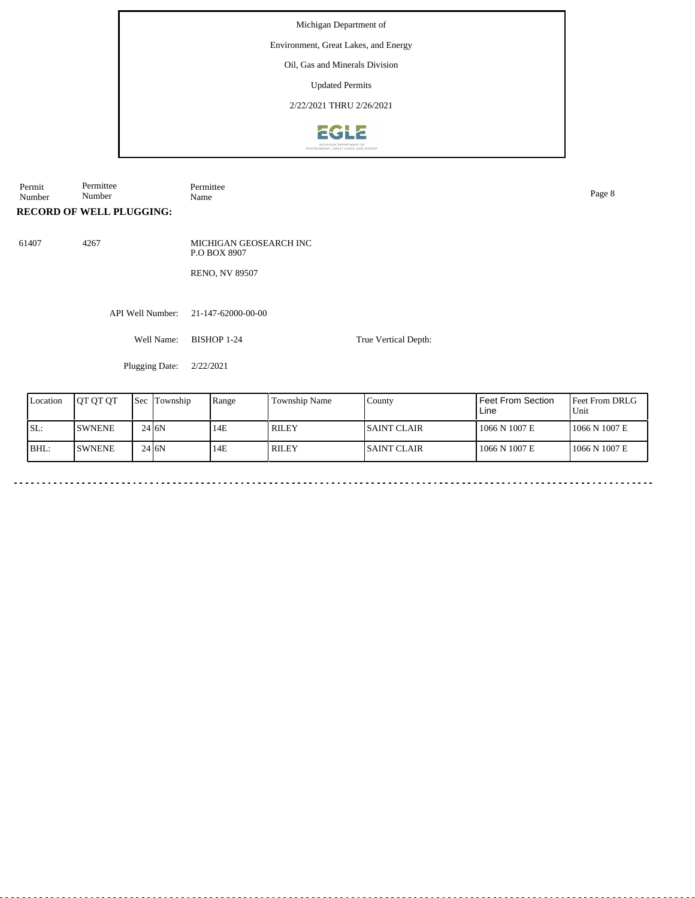Michigan Department of

Environment, Great Lakes, and Energy

Oil, Gas and Minerals Division

Updated Permits

2/22/2021 THRU 2/26/2021

| Permit Number | Permittee Number | Permittee Name |
|---|---|---|

**RECORD OF WELL PLUGGING:**

| 61407 | 4267 | MICHIGAN GEOSEARCH INC<br>P.O BOX 8907<br><br>RENO, NV 89507 |
|---|---|---|

API Well Number: 21-147-62000-00-00

Well Name: BISHOP 1-24

True Vertical Depth:

Plugging Date: 2/22/2021

| Location | QT QT QT | Sec | Township | Range | Township Name | County | Feet From Section Line | Feet From DRLG Unit |
|---|---|---|---|---|---|---|---|---|
| SL: | SWNENE | 24 | 6N | 14E | RILEY | SAINT CLAIR | 1066 N 1007 E | 1066 N 1007 E |
| BHL: | SWNENE | 24 | 6N | 14E | RILEY | SAINT CLAIR | 1066 N 1007 E | 1066 N 1007 E |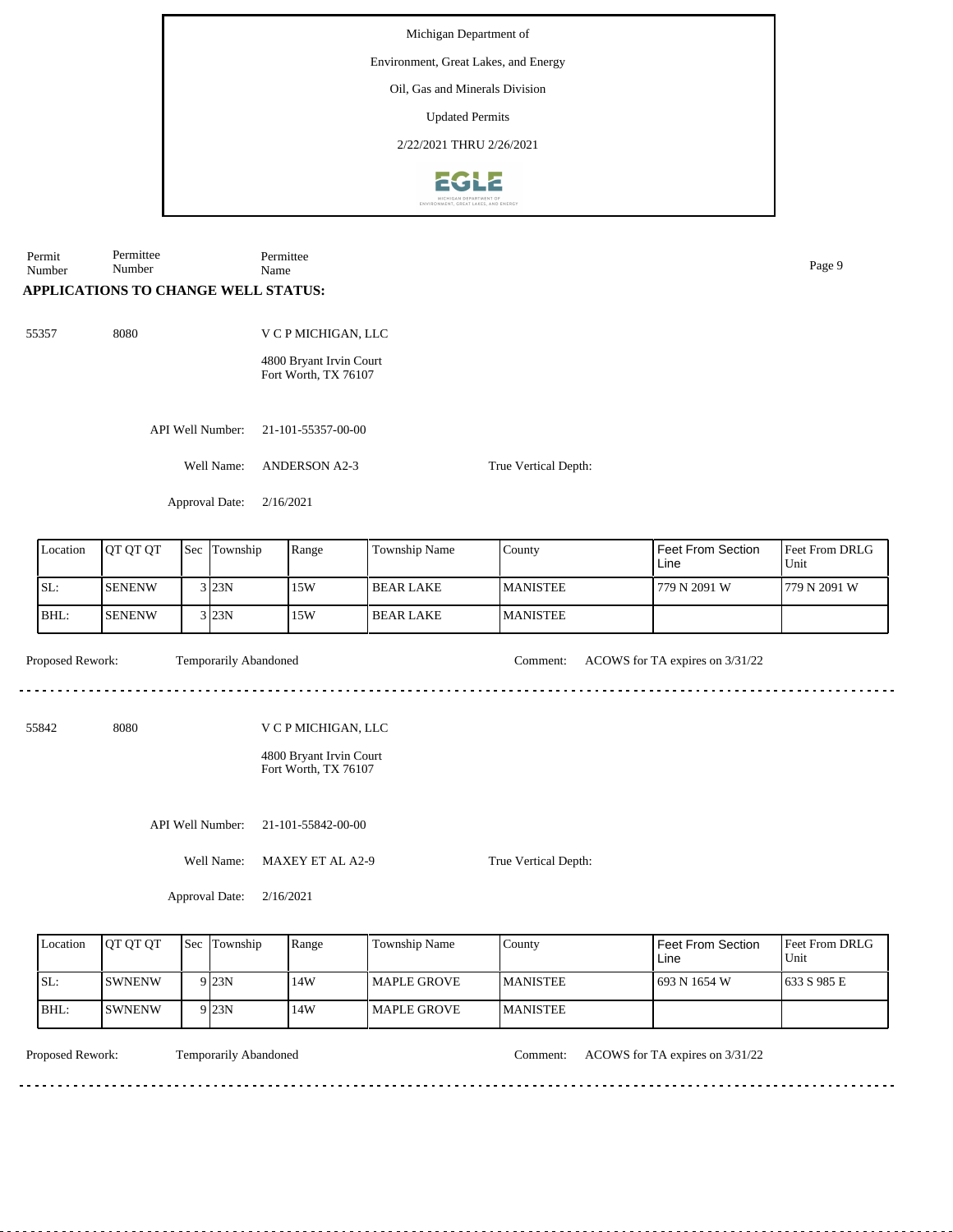Michigan Department of

Environment, Great Lakes, and Energy

Oil, Gas and Minerals Division

Updated Permits

2/22/2021 THRU 2/26/2021

| Permit Number | Permittee Number | Permittee Name |
|---|---|---|

**APPLICATIONS TO CHANGE WELL STATUS:**

55357 8080 V C P MICHIGAN, LLC

4800 Bryant Irvin Court
Fort Worth, TX 76107

API Well Number: 21-101-55357-00-00

Well Name: ANDERSON A2-3

True Vertical Depth:

Approval Date: 2/16/2021

| Location | QT QT QT | Sec | Township | Range | Township Name | County | Feet From Section Line | Feet From DRLG Unit |
|---|---|---|---|---|---|---|---|---|
| SL: | SENENW | 3 | 23N | 15W | BEAR LAKE | MANISTEE | 779 N 2091 W | 779 N 2091 W |
| BHL: | SENENW | 3 | 23N | 15W | BEAR LAKE | MANISTEE | | |

Proposed Rework: Temporarily Abandoned

Comment: ACOWS for TA expires on 3/31/22

---

55842 8080 V C P MICHIGAN, LLC

4800 Bryant Irvin Court
Fort Worth, TX 76107

API Well Number: 21-101-55842-00-00

Well Name: MAXEY ET AL A2-9

True Vertical Depth:

Approval Date: 2/16/2021

| Location | QT QT QT | Sec | Township | Range | Township Name | County | Feet From Section Line | Feet From DRLG Unit |
|---|---|---|---|---|---|---|---|---|
| SL: | SWNENW | 9 | 23N | 14W | MAPLE GROVE | MANISTEE | 693 N 1654 W | 633 S 985 E |
| BHL: | SWNENW | 9 | 23N | 14W | MAPLE GROVE | MANISTEE | | |

Proposed Rework: Temporarily Abandoned

Comment: ACOWS for TA expires on 3/31/22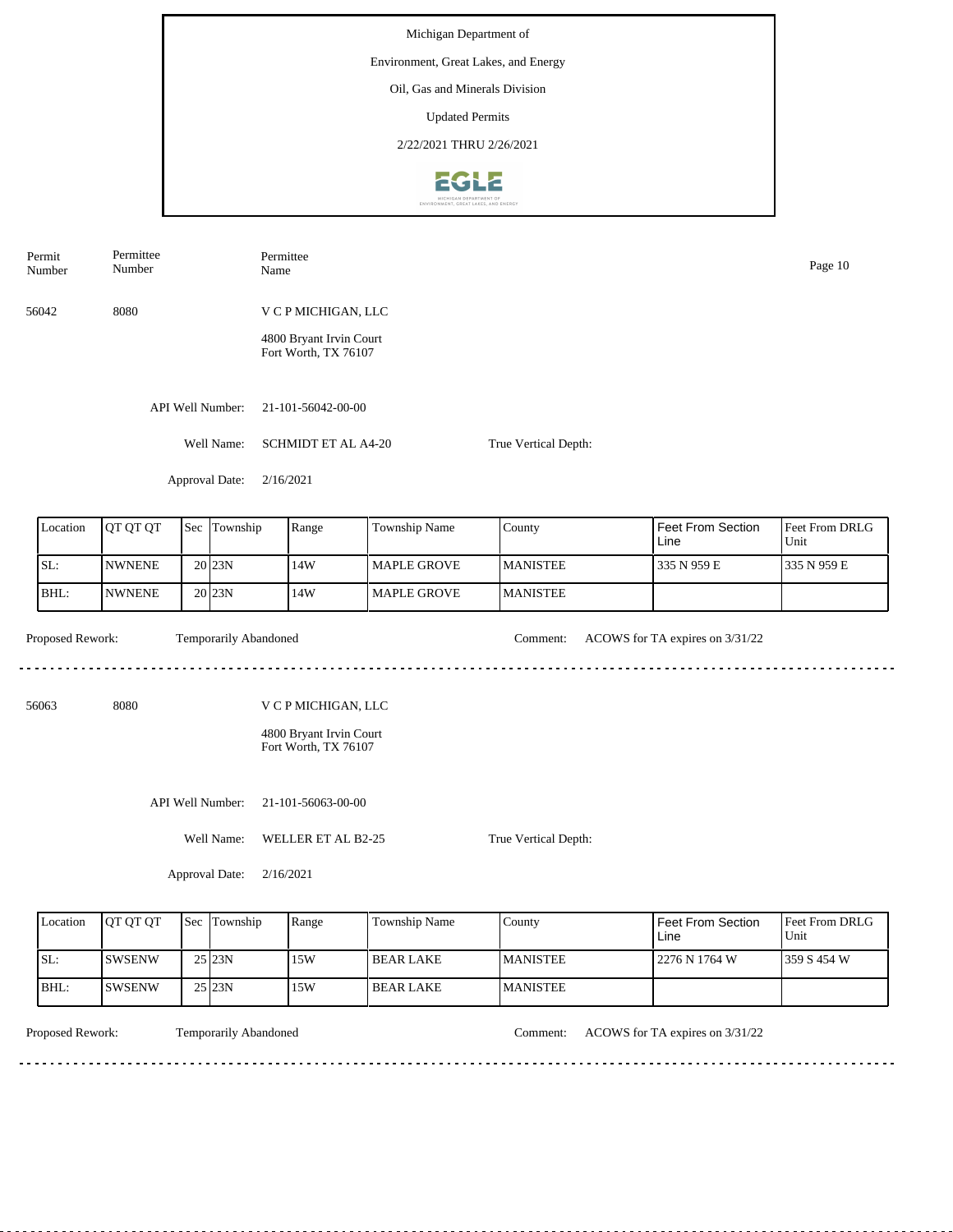Michigan Department of

Environment, Great Lakes, and Energy

Oil, Gas and Minerals Division

Updated Permits

2/22/2021 THRU 2/26/2021

| Permit Number | Permittee Number | Permittee Name |
|---|---|---|
| 56042 | 8080 | V C P MICHIGAN, LLC<br>4800 Bryant Irvin Court<br>Fort Worth, TX 76107 |

API Well Number: 21-101-56042-00-00

Well Name: SCHMIDT ET AL A4-20

True Vertical Depth:

Approval Date: 2/16/2021

| Location | QT QT QT | Sec | Township | Range | Township Name | County | Feet From Section Line | Feet From DRLG Unit |
|---|---|---|---|---|---|---|---|---|
| SL: | NWNENE | 20 | 23N | 14W | MAPLE GROVE | MANISTEE | 335 N 959 E | 335 N 959 E |
| BHL: | NWNENE | 20 | 23N | 14W | MAPLE GROVE | MANISTEE | | |

Proposed Rework: Temporarily Abandoned

Comment: ACOWS for TA expires on 3/31/22

---

| Permit Number | Permittee Number | Permittee Name |
|---|---|---|
| 56063 | 8080 | V C P MICHIGAN, LLC<br>4800 Bryant Irvin Court<br>Fort Worth, TX 76107 |

API Well Number: 21-101-56063-00-00

Well Name: WELLER ET AL B2-25

True Vertical Depth:

Approval Date: 2/16/2021

| Location | QT QT QT | Sec | Township | Range | Township Name | County | Feet From Section Line | Feet From DRLG Unit |
|---|---|---|---|---|---|---|---|---|
| SL: | SWSENW | 25 | 23N | 15W | BEAR LAKE | MANISTEE | 2276 N 1764 W | 359 S 454 W |
| BHL: | SWSENW | 25 | 23N | 15W | BEAR LAKE | MANISTEE | | |

Proposed Rework: Temporarily Abandoned

Comment: ACOWS for TA expires on 3/31/22

---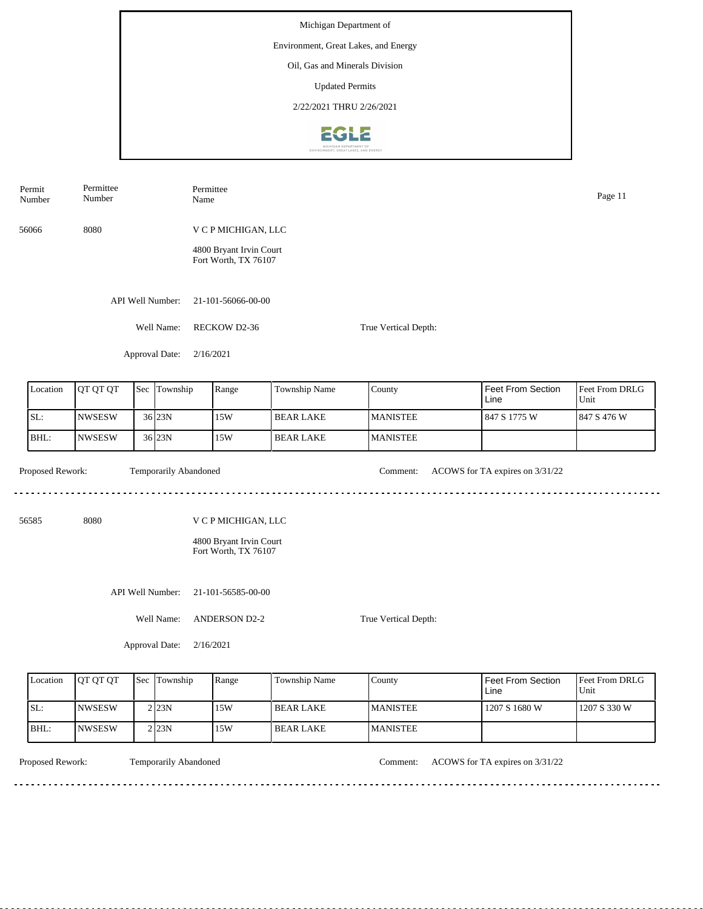Michigan Department of

Environment, Great Lakes, and Energy

Oil, Gas and Minerals Division

Updated Permits

2/22/2021 THRU 2/26/2021

| Permit Number | Permittee Number | Permittee Name |
|---|---|---|
| 56066 | 8080 | V C P MICHIGAN, LLC<br>4800 Bryant Irvin Court<br>Fort Worth, TX 76107 |

API Well Number: 21-101-56066-00-00

Well Name: RECKOW D2-36

True Vertical Depth:

Approval Date: 2/16/2021

| Location | QT QT QT | Sec | Township | Range | Township Name | County | Feet From Section Line | Feet From DRLG Unit |
|---|---|---|---|---|---|---|---|---|
| SL: | NWSESW | 36 | 23N | 15W | BEAR LAKE | MANISTEE | 847 S 1775 W | 847 S 476 W |
| BHL: | NWSESW | 36 | 23N | 15W | BEAR LAKE | MANISTEE | | |

Proposed Rework: Temporarily Abandoned

Comment: ACOWS for TA expires on 3/31/22

---

| Permit Number | Permittee Number | Permittee Name |
|---|---|---|
| 56585 | 8080 | V C P MICHIGAN, LLC<br>4800 Bryant Irvin Court<br>Fort Worth, TX 76107 |

API Well Number: 21-101-56585-00-00

Well Name: ANDERSON D2-2

True Vertical Depth:

Approval Date: 2/16/2021

| Location | QT QT QT | Sec | Township | Range | Township Name | County | Feet From Section Line | Feet From DRLG Unit |
|---|---|---|---|---|---|---|---|---|
| SL: | NWSESW | 2 | 23N | 15W | BEAR LAKE | MANISTEE | 1207 S 1680 W | 1207 S 330 W |
| BHL: | NWSESW | 2 | 23N | 15W | BEAR LAKE | MANISTEE | | |

Proposed Rework: Temporarily Abandoned

Comment: ACOWS for TA expires on 3/31/22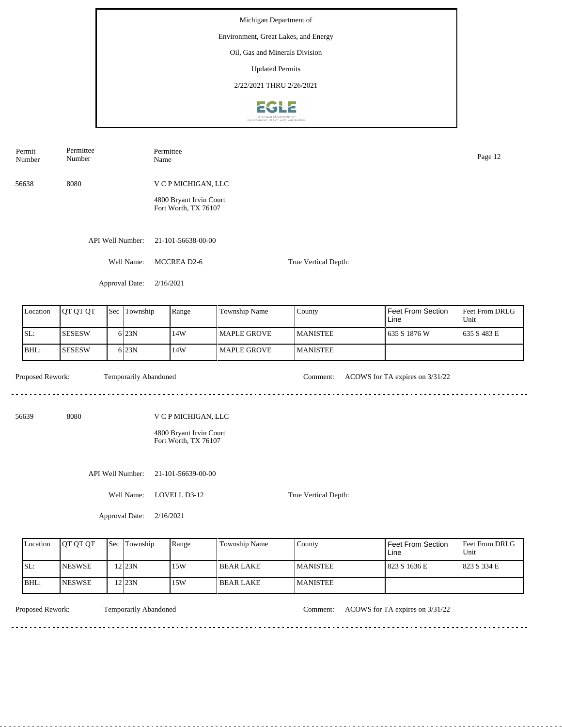Michigan Department of

Environment, Great Lakes, and Energy

Oil, Gas and Minerals Division

Updated Permits

2/22/2021 THRU 2/26/2021

| Permit Number | Permittee Number | Permittee Name |
|---|---|---|
| 56638 | 8080 | V C P MICHIGAN, LLC<br>4800 Bryant Irvin Court<br>Fort Worth, TX 76107 |

API Well Number: 21-101-56638-00-00

Well Name: MCCREA D2-6

True Vertical Depth:

Approval Date: 2/16/2021

| Location | QT QT QT | Sec | Township | Range | Township Name | County | Feet From Section Line | Feet From DRLG Unit |
|---|---|---|---|---|---|---|---|---|
| SL: | SESESW | 6 | 23N | 14W | MAPLE GROVE | MANISTEE | 635 S 1876 W | 635 S 483 E |
| BHL: | SESESW | 6 | 23N | 14W | MAPLE GROVE | MANISTEE | | |

Proposed Rework: Temporarily Abandoned

Comment: ACOWS for TA expires on 3/31/22

---

| Permit Number | Permittee Number | Permittee Name |
|---|---|---|
| 56639 | 8080 | V C P MICHIGAN, LLC<br>4800 Bryant Irvin Court<br>Fort Worth, TX 76107 |

API Well Number: 21-101-56639-00-00

Well Name: LOVELL D3-12

True Vertical Depth:

Approval Date: 2/16/2021

| Location | QT QT QT | Sec | Township | Range | Township Name | County | Feet From Section Line | Feet From DRLG Unit |
|---|---|---|---|---|---|---|---|---|
| SL: | NESWSE | 12 | 23N | 15W | BEAR LAKE | MANISTEE | 823 S 1636 E | 823 S 334 E |
| BHL: | NESWSE | 12 | 23N | 15W | BEAR LAKE | MANISTEE | | |

Proposed Rework: Temporarily Abandoned

Comment: ACOWS for TA expires on 3/31/22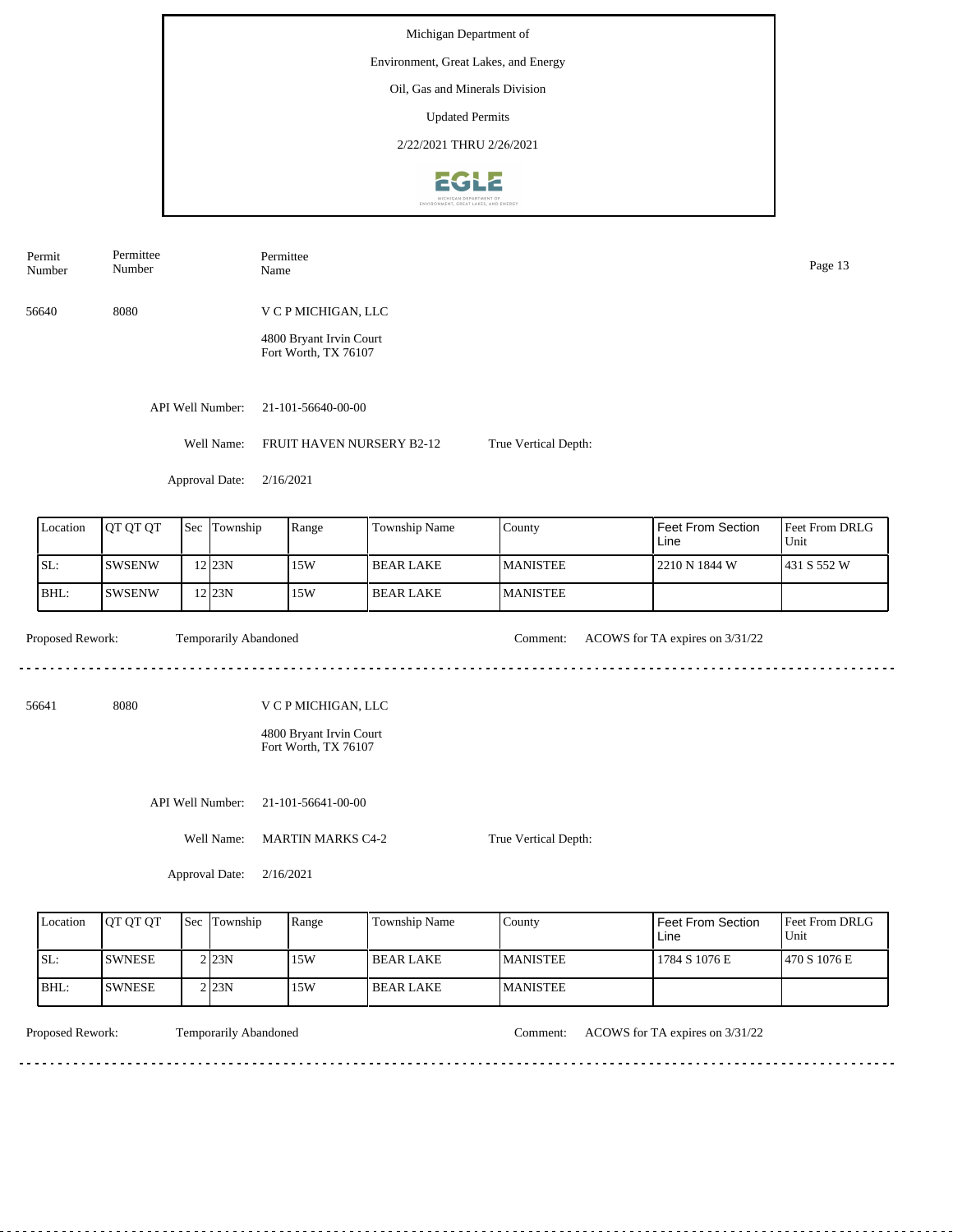Michigan Department of

Environment, Great Lakes, and Energy

Oil, Gas and Minerals Division

Updated Permits

2/22/2021 THRU 2/26/2021

| Permit Number | Permittee Number | Permittee Name |
|---|---|---|
| 56640 | 8080 | V C P MICHIGAN, LLC<br>4800 Bryant Irvin Court<br>Fort Worth, TX 76107 |

API Well Number: 21-101-56640-00-00

Well Name: FRUIT HAVEN NURSERY B2-12

True Vertical Depth:

Approval Date: 2/16/2021

| Location | QT QT QT | Sec | Township | Range | Township Name | County | Feet From Section Line | Feet From DRLG Unit |
|---|---|---|---|---|---|---|---|---|
| SL: | SWSENW | 12 | 23N | 15W | BEAR LAKE | MANISTEE | 2210 N 1844 W | 431 S 552 W |
| BHL: | SWSENW | 12 | 23N | 15W | BEAR LAKE | MANISTEE | | |

Proposed Rework: Temporarily Abandoned

Comment: ACOWS for TA expires on 3/31/22

---

| Permit Number | Permittee Number | Permittee Name |
|---|---|---|
| 56641 | 8080 | V C P MICHIGAN, LLC<br>4800 Bryant Irvin Court<br>Fort Worth, TX 76107 |

API Well Number: 21-101-56641-00-00

Well Name: MARTIN MARKS C4-2

True Vertical Depth:

Approval Date: 2/16/2021

| Location | QT QT QT | Sec | Township | Range | Township Name | County | Feet From Section Line | Feet From DRLG Unit |
|---|---|---|---|---|---|---|---|---|
| SL: | SWNESE | 2 | 23N | 15W | BEAR LAKE | MANISTEE | 1784 S 1076 E | 470 S 1076 E |
| BHL: | SWNESE | 2 | 23N | 15W | BEAR LAKE | MANISTEE | | |

Proposed Rework: Temporarily Abandoned

Comment: ACOWS for TA expires on 3/31/22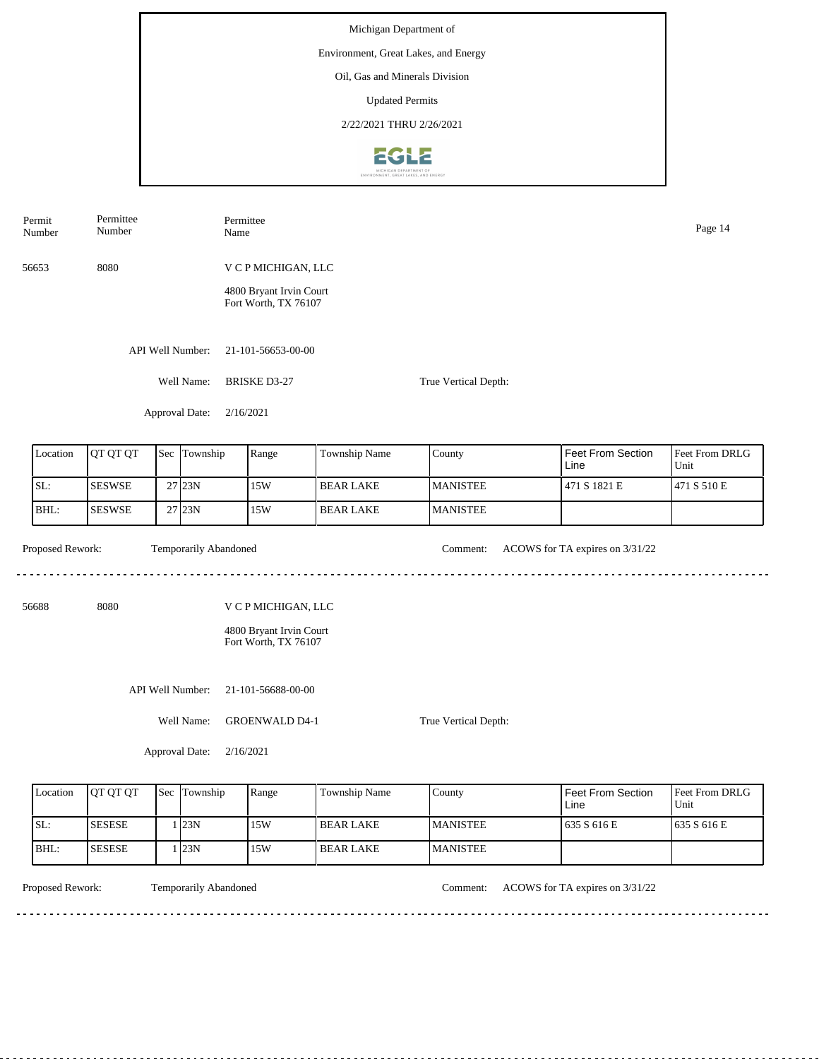Michigan Department of

Environment, Great Lakes, and Energy

Oil, Gas and Minerals Division

Updated Permits

2/22/2021 THRU 2/26/2021

| Permit Number | Permittee Number | Permittee Name |
|---|---|---|
| 56653 | 8080 | V C P MICHIGAN, LLC<br>4800 Bryant Irvin Court<br>Fort Worth, TX 76107 |

API Well Number: 21-101-56653-00-00

Well Name: BRISKE D3-27

True Vertical Depth:

Approval Date: 2/16/2021

| Location | QT QT QT | Sec | Township | Range | Township Name | County | Feet From Section Line | Feet From DRLG Unit |
|---|---|---|---|---|---|---|---|---|
| SL: | SESWSE | 27 | 23N | 15W | BEAR LAKE | MANISTEE | 471 S 1821 E | 471 S 510 E |
| BHL: | SESWSE | 27 | 23N | 15W | BEAR LAKE | MANISTEE | | |

Proposed Rework: Temporarily Abandoned

Comment: ACOWS for TA expires on 3/31/22

---

| Permit Number | Permittee Number | Permittee Name |
|---|---|---|
| 56688 | 8080 | V C P MICHIGAN, LLC<br>4800 Bryant Irvin Court<br>Fort Worth, TX 76107 |

API Well Number: 21-101-56688-00-00

Well Name: GROENWALD D4-1

True Vertical Depth:

Approval Date: 2/16/2021

| Location | QT QT QT | Sec | Township | Range | Township Name | County | Feet From Section Line | Feet From DRLG Unit |
|---|---|---|---|---|---|---|---|---|
| SL: | SESESE | 1 | 23N | 15W | BEAR LAKE | MANISTEE | 635 S 616 E | 635 S 616 E |
| BHL: | SESESE | 1 | 23N | 15W | BEAR LAKE | MANISTEE | | |

Proposed Rework: Temporarily Abandoned

Comment: ACOWS for TA expires on 3/31/22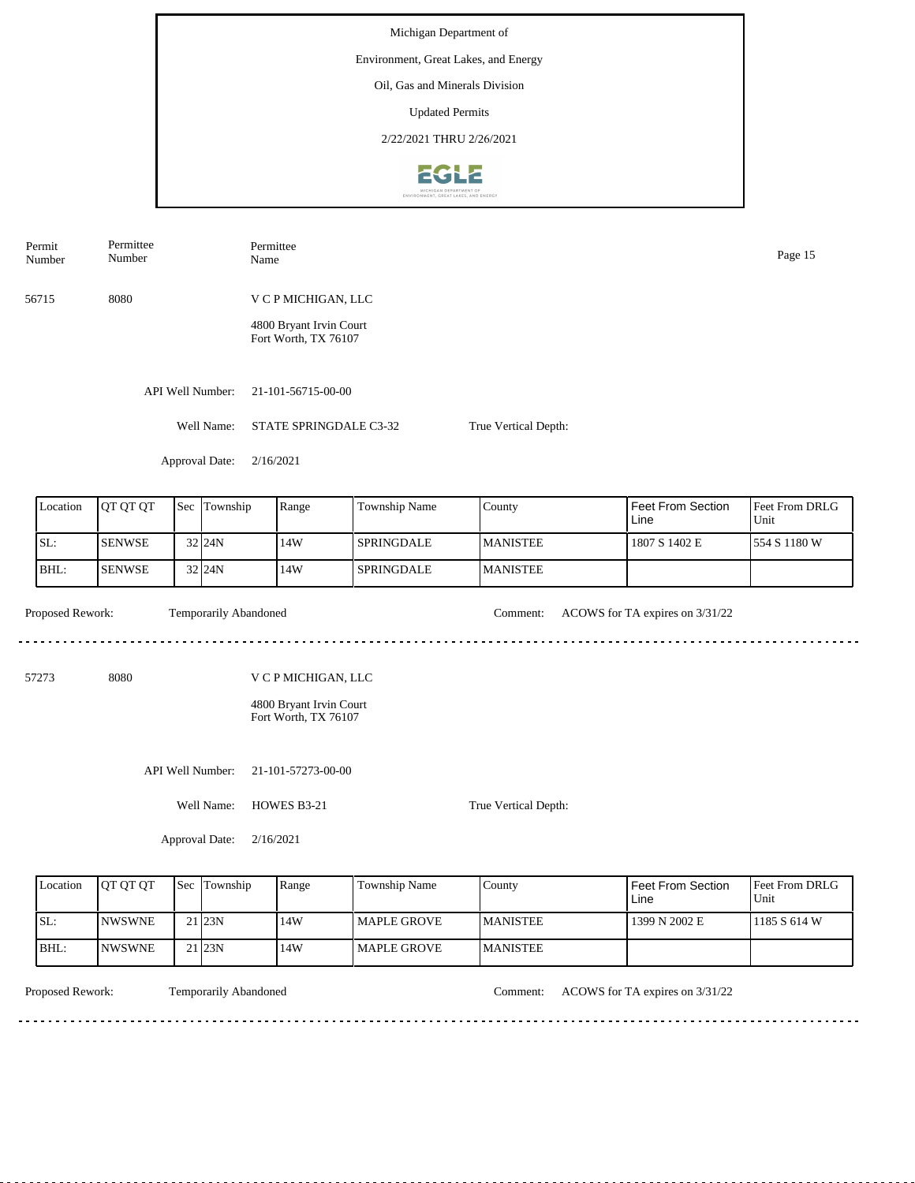Michigan Department of

Environment, Great Lakes, and Energy

Oil, Gas and Minerals Division

Updated Permits

2/22/2021 THRU 2/26/2021

| Permit Number | Permittee Number | Permittee Name |
|---|---|---|
| 56715 | 8080 | V C P MICHIGAN, LLC<br>4800 Bryant Irvin Court<br>Fort Worth, TX 76107 |

API Well Number: 21-101-56715-00-00

Well Name: STATE SPRINGDALE C3-32

True Vertical Depth:

Approval Date: 2/16/2021

| Location | QT QT QT | Sec | Township | Range | Township Name | County | Feet From Section Line | Feet From DRLG Unit |
|---|---|---|---|---|---|---|---|---|
| SL: | SENWSE | 32 | 24N | 14W | SPRINGDALE | MANISTEE | 1807 S 1402 E | 554 S 1180 W |
| BHL: | SENWSE | 32 | 24N | 14W | SPRINGDALE | MANISTEE | | |

Proposed Rework: Temporarily Abandoned

Comment: ACOWS for TA expires on 3/31/22

---

| Permit Number | Permittee Number | Permittee Name |
|---|---|---|
| 57273 | 8080 | V C P MICHIGAN, LLC<br>4800 Bryant Irvin Court<br>Fort Worth, TX 76107 |

API Well Number: 21-101-57273-00-00

Well Name: HOWES B3-21

True Vertical Depth:

Approval Date: 2/16/2021

| Location | QT QT QT | Sec | Township | Range | Township Name | County | Feet From Section Line | Feet From DRLG Unit |
|---|---|---|---|---|---|---|---|---|
| SL: | NWSWNE | 21 | 23N | 14W | MAPLE GROVE | MANISTEE | 1399 N 2002 E | 1185 S 614 W |
| BHL: | NWSWNE | 21 | 23N | 14W | MAPLE GROVE | MANISTEE | | |

Proposed Rework: Temporarily Abandoned

Comment: ACOWS for TA expires on 3/31/22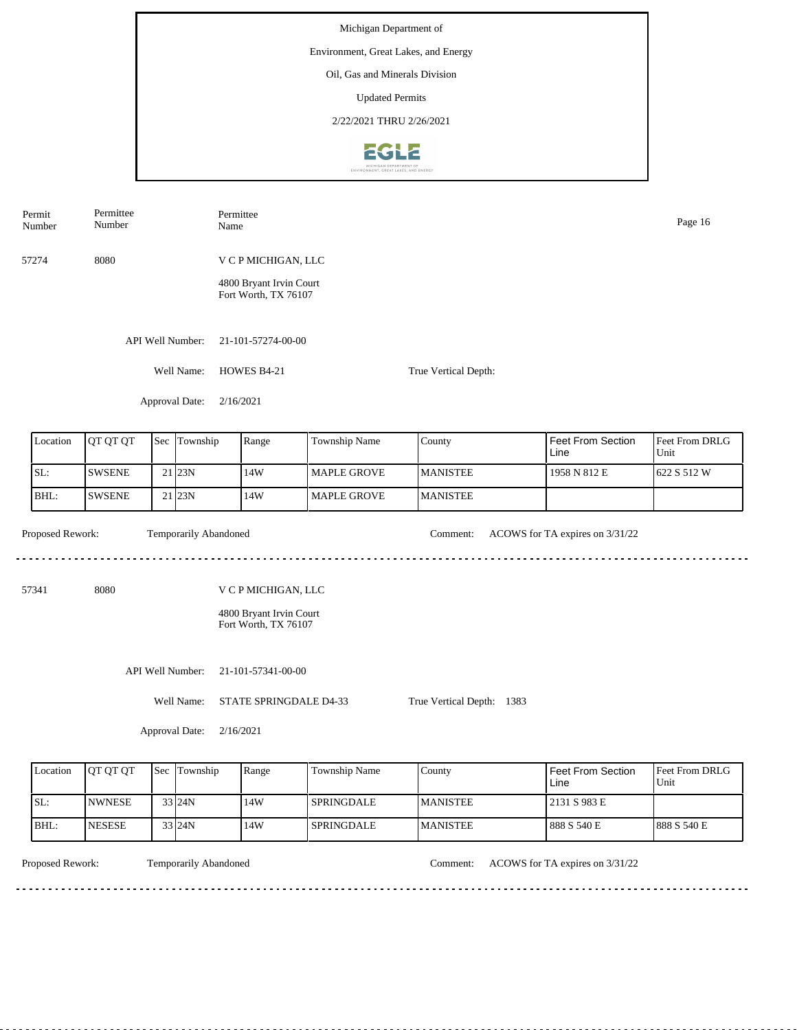Michigan Department of

Environment, Great Lakes, and Energy

Oil, Gas and Minerals Division

Updated Permits

2/22/2021 THRU 2/26/2021

| Permit Number | Permittee Number | Permittee Name |
|---|---|---|
| 57274 | 8080 | V C P MICHIGAN, LLC<br>4800 Bryant Irvin Court<br>Fort Worth, TX 76107 |

API Well Number: 21-101-57274-00-00

Well Name: HOWES B4-21

True Vertical Depth:

Approval Date: 2/16/2021

| Location | QT QT QT | Sec | Township | Range | Township Name | County | Feet From Section Line | Feet From DRLG Unit |
|---|---|---|---|---|---|---|---|---|
| SL: | SWSENE | 21 | 23N | 14W | MAPLE GROVE | MANISTEE | 1958 N 812 E | 622 S 512 W |
| BHL: | SWSENE | 21 | 23N | 14W | MAPLE GROVE | MANISTEE | | |

Proposed Rework: Temporarily Abandoned

Comment: ACOWS for TA expires on 3/31/22

---

| Permit Number | Permittee Number | Permittee Name |
|---|---|---|
| 57341 | 8080 | V C P MICHIGAN, LLC<br>4800 Bryant Irvin Court<br>Fort Worth, TX 76107 |

API Well Number: 21-101-57341-00-00

Well Name: STATE SPRINGDALE D4-33

True Vertical Depth: 1383

Approval Date: 2/16/2021

| Location | QT QT QT | Sec | Township | Range | Township Name | County | Feet From Section Line | Feet From DRLG Unit |
|---|---|---|---|---|---|---|---|---|
| SL: | NWNESE | 33 | 24N | 14W | SPRINGDALE | MANISTEE | 2131 S 983 E | |
| BHL: | NESESE | 33 | 24N | 14W | SPRINGDALE | MANISTEE | 888 S 540 E | 888 S 540 E |

Proposed Rework: Temporarily Abandoned

Comment: ACOWS for TA expires on 3/31/22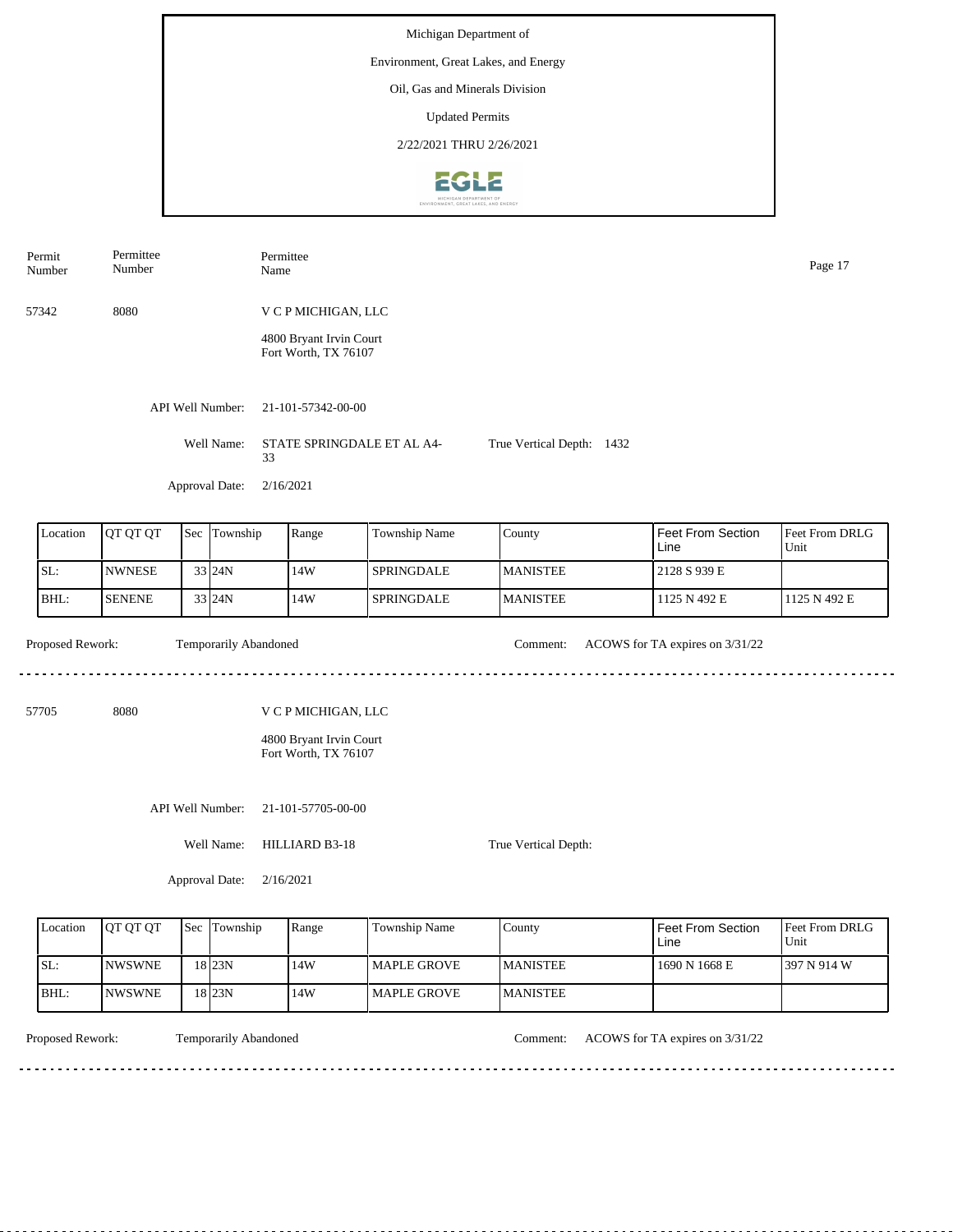Michigan Department of

Environment, Great Lakes, and Energy

Oil, Gas and Minerals Division

Updated Permits

2/22/2021 THRU 2/26/2021

| Permit Number | Permittee Number | Permittee Name |
|---|---|---|
| 57342 | 8080 | V C P MICHIGAN, LLC<br>4800 Bryant Irvin Court<br>Fort Worth, TX 76107 |

API Well Number: 21-101-57342-00-00

Well Name: STATE SPRINGDALE ET AL A4-33

True Vertical Depth: 1432

Approval Date: 2/16/2021

| Location | QT QT QT | Sec | Township | Range | Township Name | County | Feet From Section Line | Feet From DRLG Unit |
|---|---|---|---|---|---|---|---|---|
| SL: | NWNESE | 33 | 24N | 14W | SPRINGDALE | MANISTEE | 2128 S 939 E | |
| BHL: | SENENE | 33 | 24N | 14W | SPRINGDALE | MANISTEE | 1125 N 492 E | 1125 N 492 E |

Proposed Rework: Temporarily Abandoned

Comment: ACOWS for TA expires on 3/31/22

---

| Permit Number | Permittee Number | Permittee Name |
|---|---|---|
| 57705 | 8080 | V C P MICHIGAN, LLC<br>4800 Bryant Irvin Court<br>Fort Worth, TX 76107 |

API Well Number: 21-101-57705-00-00

Well Name: HILLIARD B3-18

True Vertical Depth:

Approval Date: 2/16/2021

| Location | QT QT QT | Sec | Township | Range | Township Name | County | Feet From Section Line | Feet From DRLG Unit |
|---|---|---|---|---|---|---|---|---|
| SL: | NWSWNE | 18 | 23N | 14W | MAPLE GROVE | MANISTEE | 1690 N 1668 E | 397 N 914 W |
| BHL: | NWSWNE | 18 | 23N | 14W | MAPLE GROVE | MANISTEE | | |

Proposed Rework: Temporarily Abandoned

Comment: ACOWS for TA expires on 3/31/22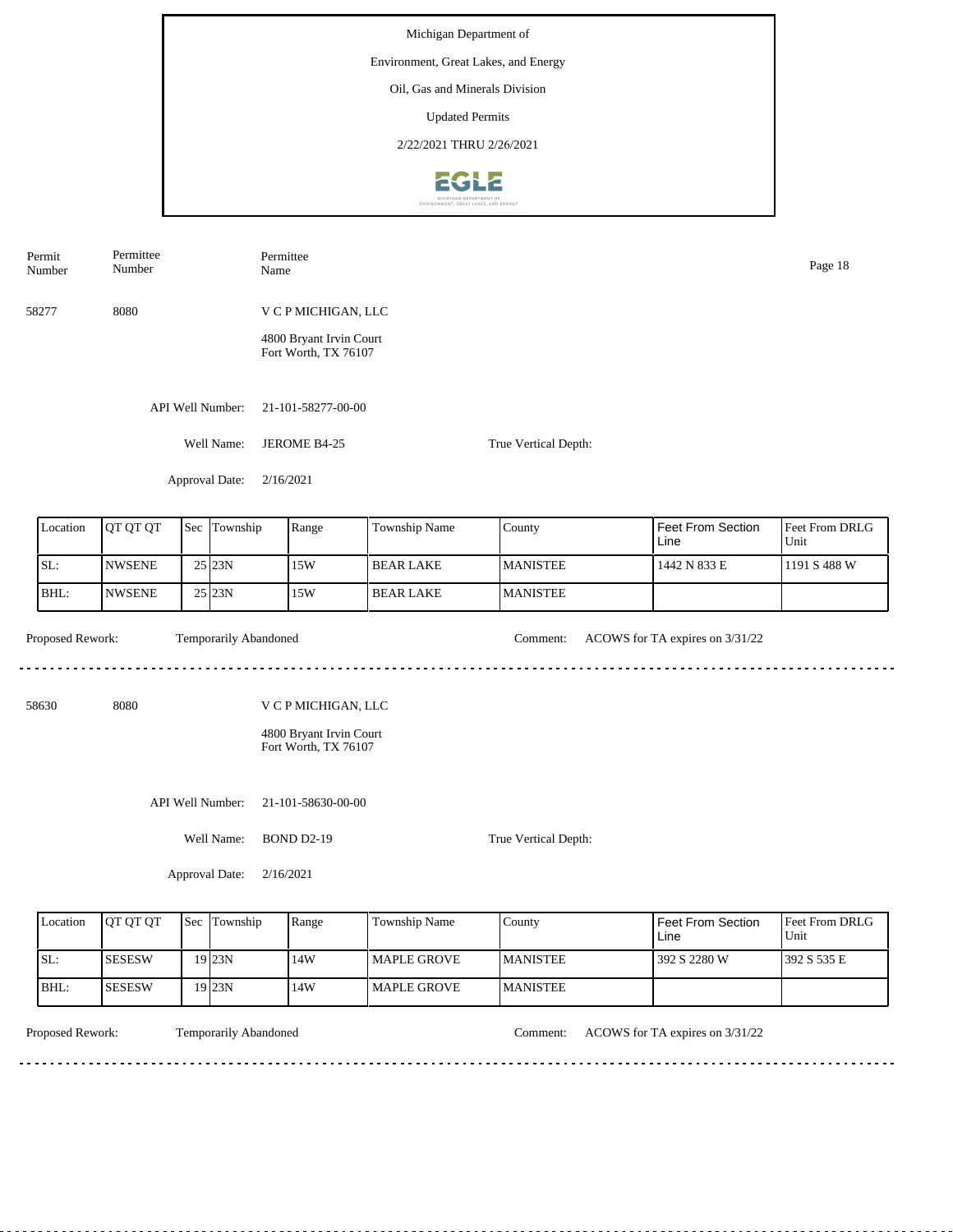Michigan Department of

Environment, Great Lakes, and Energy

Oil, Gas and Minerals Division

Updated Permits

2/22/2021 THRU 2/26/2021

| Permit Number | Permittee Number | Permittee Name |
|---|---|---|
| 58277 | 8080 | V C P MICHIGAN, LLC<br>4800 Bryant Irvin Court<br>Fort Worth, TX 76107 |

API Well Number: 21-101-58277-00-00

Well Name: JEROME B4-25

True Vertical Depth:

Approval Date: 2/16/2021

| Location | QT QT QT | Sec | Township | Range | Township Name | County | Feet From Section Line | Feet From DRLG Unit |
|---|---|---|---|---|---|---|---|---|
| SL: | NWSENE | 25 | 23N | 15W | BEAR LAKE | MANISTEE | 1442 N 833 E | 1191 S 488 W |
| BHL: | NWSENE | 25 | 23N | 15W | BEAR LAKE | MANISTEE | | |

Proposed Rework: Temporarily Abandoned

Comment: ACOWS for TA expires on 3/31/22

---

| Permit Number | Permittee Number | Permittee Name |
|---|---|---|
| 58630 | 8080 | V C P MICHIGAN, LLC<br>4800 Bryant Irvin Court<br>Fort Worth, TX 76107 |

API Well Number: 21-101-58630-00-00

Well Name: BOND D2-19

True Vertical Depth:

Approval Date: 2/16/2021

| Location | QT QT QT | Sec | Township | Range | Township Name | County | Feet From Section Line | Feet From DRLG Unit |
|---|---|---|---|---|---|---|---|---|
| SL: | SESESW | 19 | 23N | 14W | MAPLE GROVE | MANISTEE | 392 S 2280 W | 392 S 535 E |
| BHL: | SESESW | 19 | 23N | 14W | MAPLE GROVE | MANISTEE | | |

Proposed Rework: Temporarily Abandoned

Comment: ACOWS for TA expires on 3/31/22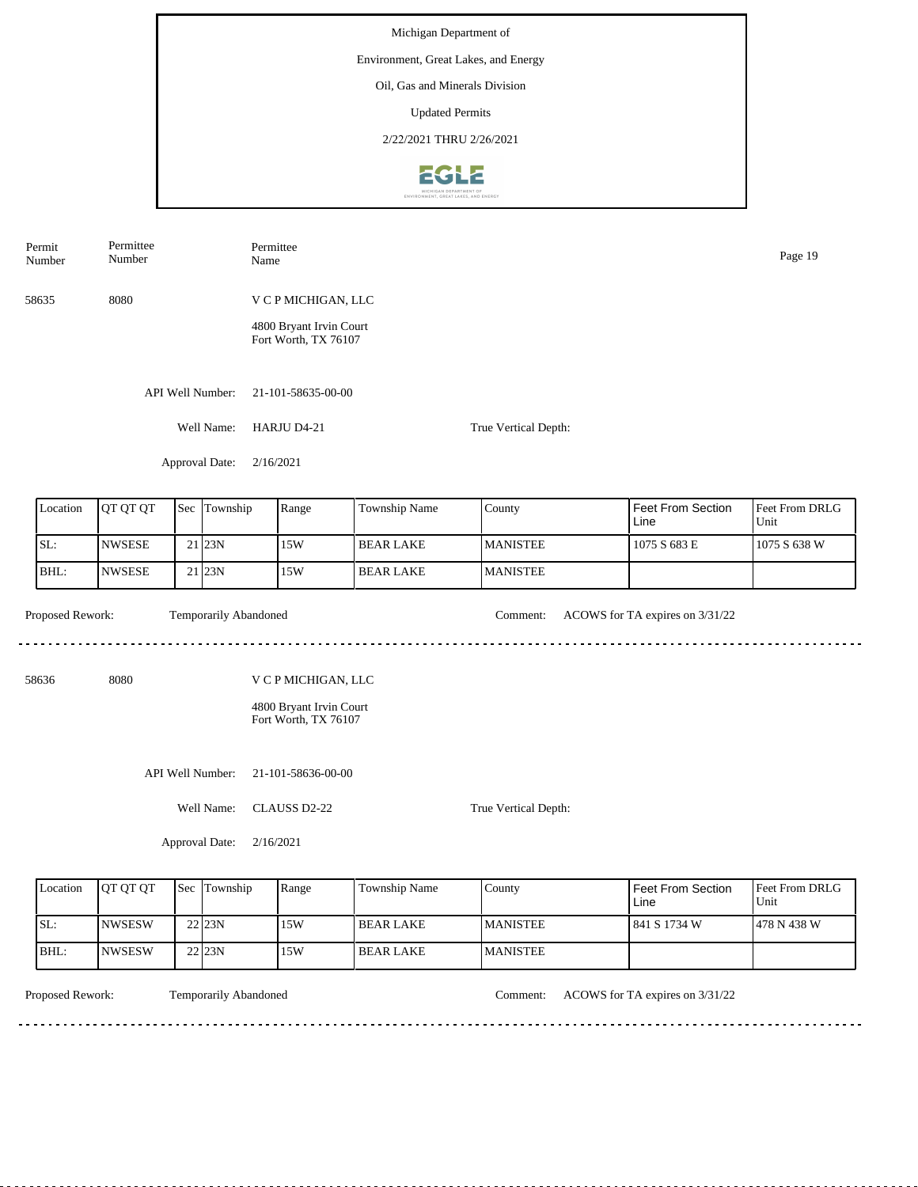Michigan Department of

Environment, Great Lakes, and Energy

Oil, Gas and Minerals Division

Updated Permits

2/22/2021 THRU 2/26/2021

| Permit Number | Permittee Number | Permittee Name |
|---|---|---|
| 58635 | 8080 | V C P MICHIGAN, LLC |

4800 Bryant Irvin Court
Fort Worth, TX 76107

API Well Number: 21-101-58635-00-00

Well Name: HARJU D4-21

True Vertical Depth:

Approval Date: 2/16/2021

| Location | QT QT QT | Sec | Township | Range | Township Name | County | Feet From Section Line | Feet From DRLG Unit |
|---|---|---|---|---|---|---|---|---|
| SL: | NWSESE | 21 | 23N | 15W | BEAR LAKE | MANISTEE | 1075 S 683 E | 1075 S 638 W |
| BHL: | NWSESE | 21 | 23N | 15W | BEAR LAKE | MANISTEE | | |

Proposed Rework: Temporarily Abandoned

Comment: ACOWS for TA expires on 3/31/22

---

| Permit Number | Permittee Number | Permittee Name |
|---|---|---|
| 58636 | 8080 | V C P MICHIGAN, LLC |

4800 Bryant Irvin Court
Fort Worth, TX 76107

API Well Number: 21-101-58636-00-00

Well Name: CLAUSS D2-22

True Vertical Depth:

Approval Date: 2/16/2021

| Location | QT QT QT | Sec | Township | Range | Township Name | County | Feet From Section Line | Feet From DRLG Unit |
|---|---|---|---|---|---|---|---|---|
| SL: | NWSESW | 22 | 23N | 15W | BEAR LAKE | MANISTEE | 841 S 1734 W | 478 N 438 W |
| BHL: | NWSESW | 22 | 23N | 15W | BEAR LAKE | MANISTEE | | |

Proposed Rework: Temporarily Abandoned

Comment: ACOWS for TA expires on 3/31/22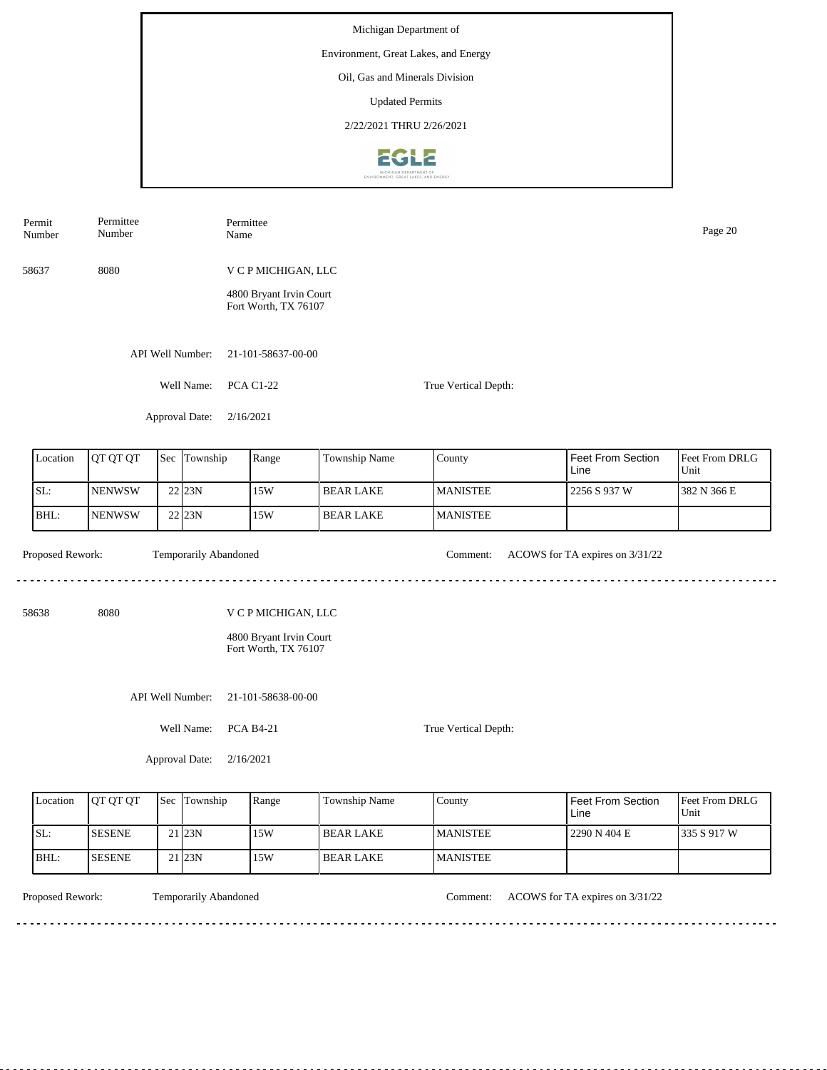Michigan Department of

Environment, Great Lakes, and Energy

Oil, Gas and Minerals Division

Updated Permits

2/22/2021 THRU 2/26/2021

| Permit Number | Permittee Number | Permittee Name |
|---|---|---|
| 58637 | 8080 | V C P MICHIGAN, LLC<br>4800 Bryant Irvin Court<br>Fort Worth, TX 76107 |

API Well Number: 21-101-58637-00-00

Well Name: PCA C1-22

True Vertical Depth:

Approval Date: 2/16/2021

| Location | QT QT QT | Sec | Township | Range | Township Name | County | Feet From Section Line | Feet From DRLG Unit |
|---|---|---|---|---|---|---|---|---|
| SL: | NENWSW | 22 | 23N | 15W | BEAR LAKE | MANISTEE | 2256 S 937 W | 382 N 366 E |
| BHL: | NENWSW | 22 | 23N | 15W | BEAR LAKE | MANISTEE | | |

Proposed Rework: Temporarily Abandoned

Comment: ACOWS for TA expires on 3/31/22

---

| Permit Number | Permittee Number | Permittee Name |
|---|---|---|
| 58638 | 8080 | V C P MICHIGAN, LLC<br>4800 Bryant Irvin Court<br>Fort Worth, TX 76107 |

API Well Number: 21-101-58638-00-00

Well Name: PCA B4-21

True Vertical Depth:

Approval Date: 2/16/2021

| Location | QT QT QT | Sec | Township | Range | Township Name | County | Feet From Section Line | Feet From DRLG Unit |
|---|---|---|---|---|---|---|---|---|
| SL: | SESENE | 21 | 23N | 15W | BEAR LAKE | MANISTEE | 2290 N 404 E | 335 S 917 W |
| BHL: | SESENE | 21 | 23N | 15W | BEAR LAKE | MANISTEE | | |

Proposed Rework: Temporarily Abandoned

Comment: ACOWS for TA expires on 3/31/22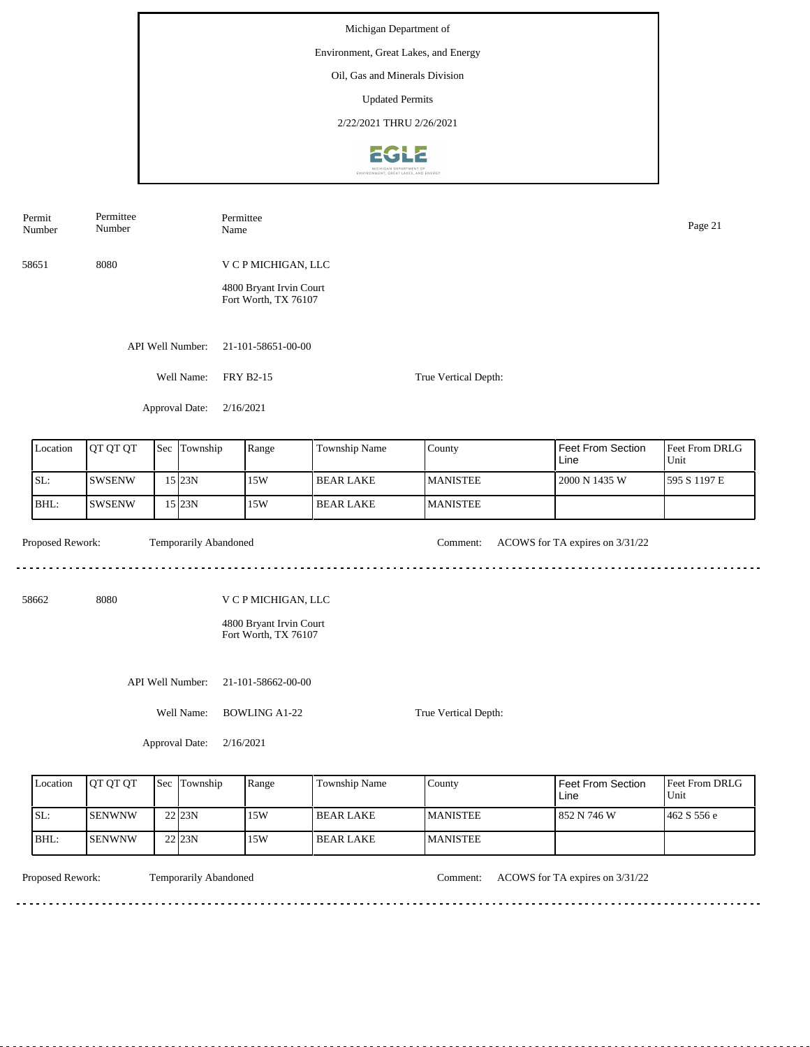Michigan Department of

Environment, Great Lakes, and Energy

Oil, Gas and Minerals Division

Updated Permits

2/22/2021 THRU 2/26/2021

| Permit Number | Permittee Number | Permittee Name |
|---|---|---|
| 58651 | 8080 | V C P MICHIGAN, LLC<br>4800 Bryant Irvin Court<br>Fort Worth, TX 76107 |

API Well Number: 21-101-58651-00-00

Well Name: FRY B2-15

True Vertical Depth:

Approval Date: 2/16/2021

| Location | QT QT QT | Sec | Township | Range | Township Name | County | Feet From Section Line | Feet From DRLG Unit |
|---|---|---|---|---|---|---|---|---|
| SL: | SWSENW | 15 | 23N | 15W | BEAR LAKE | MANISTEE | 2000 N 1435 W | 595 S 1197 E |
| BHL: | SWSENW | 15 | 23N | 15W | BEAR LAKE | MANISTEE | | |

Proposed Rework: Temporarily Abandoned

Comment: ACOWS for TA expires on 3/31/22

---

| Permit Number | Permittee Number | Permittee Name |
|---|---|---|
| 58662 | 8080 | V C P MICHIGAN, LLC<br>4800 Bryant Irvin Court<br>Fort Worth, TX 76107 |

API Well Number: 21-101-58662-00-00

Well Name: BOWLING A1-22

True Vertical Depth:

Approval Date: 2/16/2021

| Location | QT QT QT | Sec | Township | Range | Township Name | County | Feet From Section Line | Feet From DRLG Unit |
|---|---|---|---|---|---|---|---|---|
| SL: | SENWNW | 22 | 23N | 15W | BEAR LAKE | MANISTEE | 852 N 746 W | 462 S 556 e |
| BHL: | SENWNW | 22 | 23N | 15W | BEAR LAKE | MANISTEE | | |

Proposed Rework: Temporarily Abandoned

Comment: ACOWS for TA expires on 3/31/22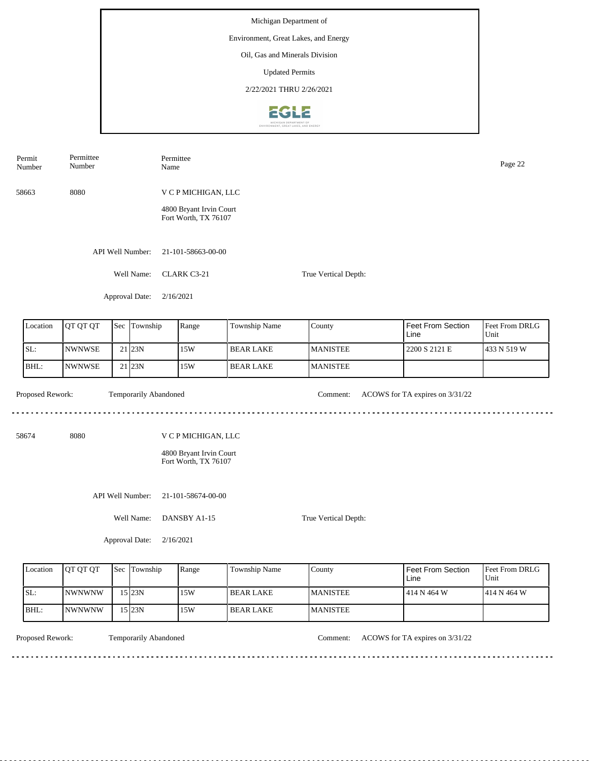Michigan Department of

Environment, Great Lakes, and Energy

Oil, Gas and Minerals Division

Updated Permits

2/22/2021 THRU 2/26/2021

| Permit Number | Permittee Number | Permittee Name |
|---|---|---|
| 58663 | 8080 | V C P MICHIGAN, LLC<br>4800 Bryant Irvin Court<br>Fort Worth, TX 76107 |

API Well Number: 21-101-58663-00-00

Well Name: CLARK C3-21

True Vertical Depth:

Approval Date: 2/16/2021

| Location | QT QT QT | Sec | Township | Range | Township Name | County | Feet From Section Line | Feet From DRLG Unit |
|---|---|---|---|---|---|---|---|---|
| SL: | NWNWSE | 21 | 23N | 15W | BEAR LAKE | MANISTEE | 2200 S 2121 E | 433 N 519 W |
| BHL: | NWNWSE | 21 | 23N | 15W | BEAR LAKE | MANISTEE | | |

Proposed Rework: Temporarily Abandoned

Comment: ACOWS for TA expires on 3/31/22

---

| Permit Number | Permittee Number | Permittee Name |
|---|---|---|
| 58674 | 8080 | V C P MICHIGAN, LLC<br>4800 Bryant Irvin Court<br>Fort Worth, TX 76107 |

API Well Number: 21-101-58674-00-00

Well Name: DANSBY A1-15

True Vertical Depth:

Approval Date: 2/16/2021

| Location | QT QT QT | Sec | Township | Range | Township Name | County | Feet From Section Line | Feet From DRLG Unit |
|---|---|---|---|---|---|---|---|---|
| SL: | NWNWNW | 15 | 23N | 15W | BEAR LAKE | MANISTEE | 414 N 464 W | 414 N 464 W |
| BHL: | NWNWNW | 15 | 23N | 15W | BEAR LAKE | MANISTEE | | |

Proposed Rework: Temporarily Abandoned

Comment: ACOWS for TA expires on 3/31/22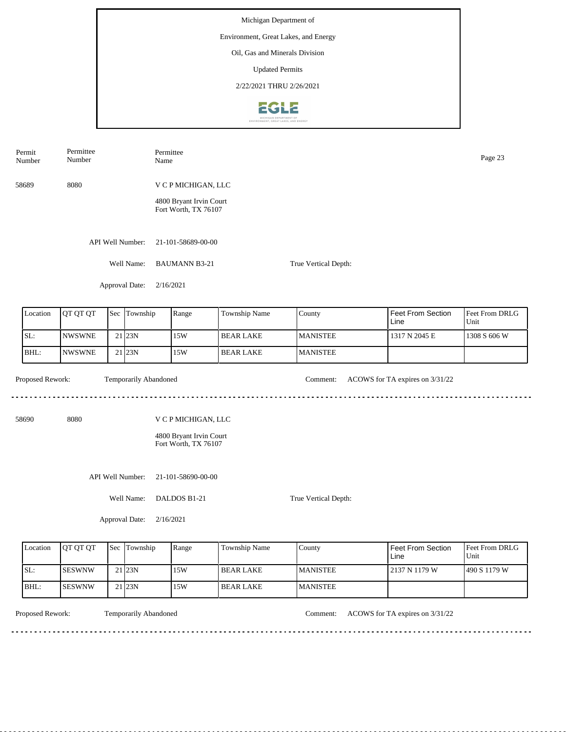Michigan Department of

Environment, Great Lakes, and Energy

Oil, Gas and Minerals Division

Updated Permits

2/22/2021 THRU 2/26/2021

| Permit Number | Permittee Number | Permittee Name |
|---|---|---|
| 58689 | 8080 | V C P MICHIGAN, LLC |

4800 Bryant Irvin Court
Fort Worth, TX 76107

API Well Number: 21-101-58689-00-00

Well Name: BAUMANN B3-21

True Vertical Depth:

Approval Date: 2/16/2021

| Location | QT QT QT | Sec | Township | Range | Township Name | County | Feet From Section Line | Feet From DRLG Unit |
|---|---|---|---|---|---|---|---|---|
| SL: | NWSWNE | 21 | 23N | 15W | BEAR LAKE | MANISTEE | 1317 N 2045 E | 1308 S 606 W |
| BHL: | NWSWNE | 21 | 23N | 15W | BEAR LAKE | MANISTEE | | |

Proposed Rework: Temporarily Abandoned

Comment: ACOWS for TA expires on 3/31/22

---

| Permit Number | Permittee Number | Permittee Name |
|---|---|---|
| 58690 | 8080 | V C P MICHIGAN, LLC |

4800 Bryant Irvin Court
Fort Worth, TX 76107

API Well Number: 21-101-58690-00-00

Well Name: DALDOS B1-21

True Vertical Depth:

Approval Date: 2/16/2021

| Location | QT QT QT | Sec | Township | Range | Township Name | County | Feet From Section Line | Feet From DRLG Unit |
|---|---|---|---|---|---|---|---|---|
| SL: | SESWNW | 21 | 23N | 15W | BEAR LAKE | MANISTEE | 2137 N 1179 W | 490 S 1179 W |
| BHL: | SESWNW | 21 | 23N | 15W | BEAR LAKE | MANISTEE | | |

Proposed Rework: Temporarily Abandoned

Comment: ACOWS for TA expires on 3/31/22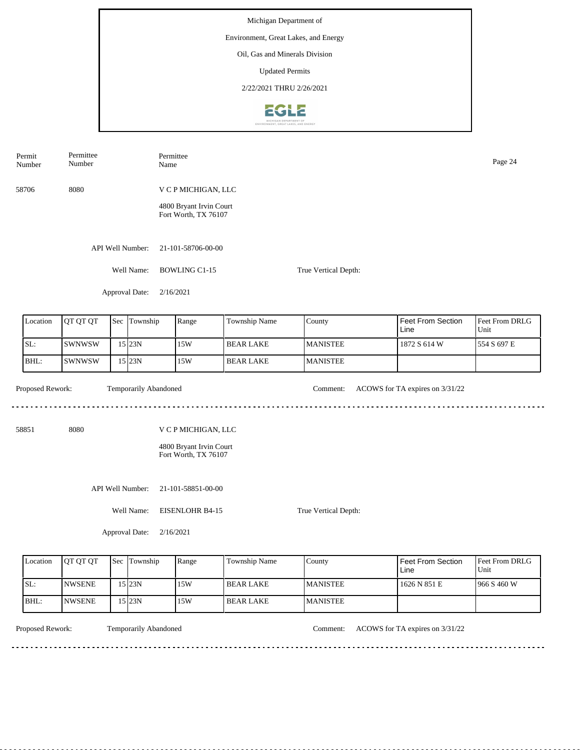Michigan Department of

Environment, Great Lakes, and Energy

Oil, Gas and Minerals Division

Updated Permits

2/22/2021 THRU 2/26/2021

| Permit Number | Permittee Number | Permittee Name |
|---|---|---|
| 58706 | 8080 | V C P MICHIGAN, LLC<br>4800 Bryant Irvin Court<br>Fort Worth, TX 76107 |

API Well Number: 21-101-58706-00-00

Well Name: BOWLING C1-15

True Vertical Depth:

Approval Date: 2/16/2021

| Location | QT QT QT | Sec | Township | Range | Township Name | County | Feet From Section Line | Feet From DRLG Unit |
|---|---|---|---|---|---|---|---|---|
| SL: | SWNWSW | 15 | 23N | 15W | BEAR LAKE | MANISTEE | 1872 S 614 W | 554 S 697 E |
| BHL: | SWNWSW | 15 | 23N | 15W | BEAR LAKE | MANISTEE | | |

Proposed Rework: Temporarily Abandoned

Comment: ACOWS for TA expires on 3/31/22

---

| Permit Number | Permittee Number | Permittee Name |
|---|---|---|
| 58851 | 8080 | V C P MICHIGAN, LLC<br>4800 Bryant Irvin Court<br>Fort Worth, TX 76107 |

API Well Number: 21-101-58851-00-00

Well Name: EISENLOHR B4-15

True Vertical Depth:

Approval Date: 2/16/2021

| Location | QT QT QT | Sec | Township | Range | Township Name | County | Feet From Section Line | Feet From DRLG Unit |
|---|---|---|---|---|---|---|---|---|
| SL: | NWSENE | 15 | 23N | 15W | BEAR LAKE | MANISTEE | 1626 N 851 E | 966 S 460 W |
| BHL: | NWSENE | 15 | 23N | 15W | BEAR LAKE | MANISTEE | | |

Proposed Rework: Temporarily Abandoned

Comment: ACOWS for TA expires on 3/31/22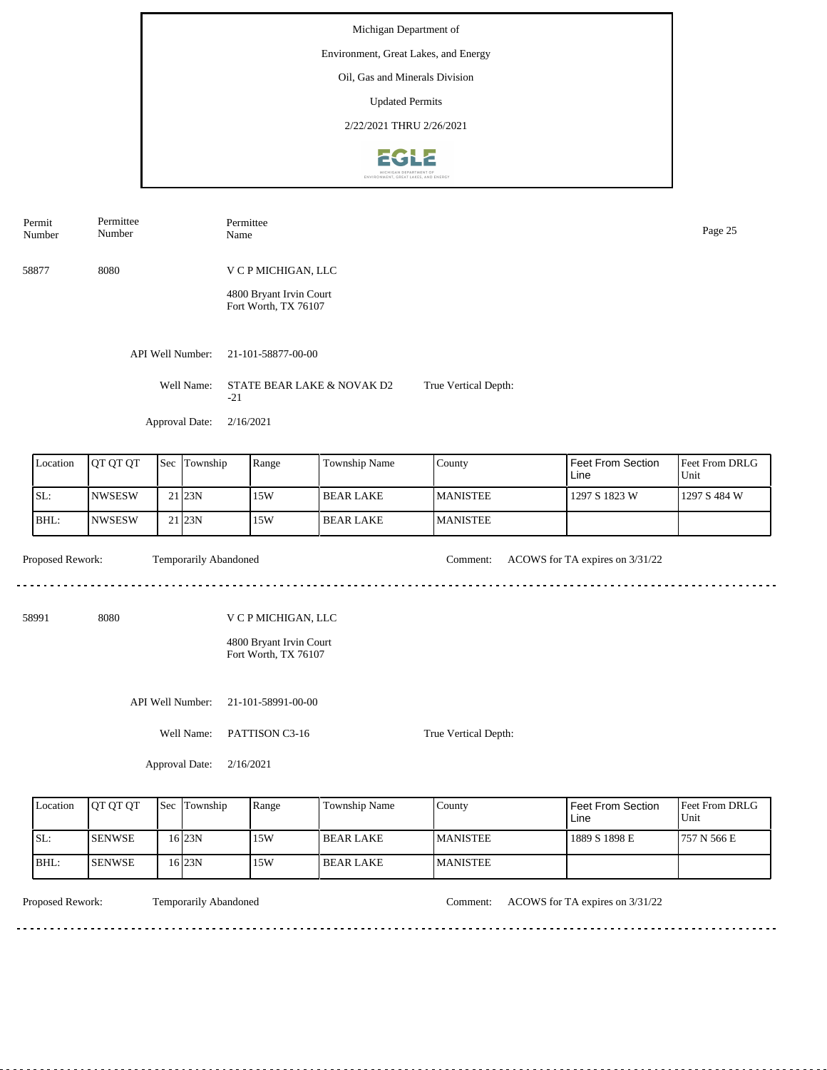Michigan Department of

Environment, Great Lakes, and Energy

Oil, Gas and Minerals Division

Updated Permits

2/22/2021 THRU 2/26/2021

| Permit Number | Permittee Number | Permittee Name |
|---|---|---|
| 58877 | 8080 | V C P MICHIGAN, LLC<br>4800 Bryant Irvin Court<br>Fort Worth, TX 76107 |

API Well Number: 21-101-58877-00-00

Well Name: STATE BEAR LAKE & NOVAK D2-21

True Vertical Depth:

Approval Date: 2/16/2021

| Location | QT QT QT | Sec | Township | Range | Township Name | County | Feet From Section Line | Feet From DRLG Unit |
|---|---|---|---|---|---|---|---|---|
| SL: | NWSESW | 21 | 23N | 15W | BEAR LAKE | MANISTEE | 1297 S 1823 W | 1297 S 484 W |
| BHL: | NWSESW | 21 | 23N | 15W | BEAR LAKE | MANISTEE | | |

Proposed Rework: Temporarily Abandoned

Comment: ACOWS for TA expires on 3/31/22

---

| Permit Number | Permittee Number | Permittee Name |
|---|---|---|
| 58991 | 8080 | V C P MICHIGAN, LLC<br>4800 Bryant Irvin Court<br>Fort Worth, TX 76107 |

API Well Number: 21-101-58991-00-00

Well Name: PATTISON C3-16

True Vertical Depth:

Approval Date: 2/16/2021

| Location | QT QT QT | Sec | Township | Range | Township Name | County | Feet From Section Line | Feet From DRLG Unit |
|---|---|---|---|---|---|---|---|---|
| SL: | SENWSE | 16 | 23N | 15W | BEAR LAKE | MANISTEE | 1889 S 1898 E | 757 N 566 E |
| BHL: | SENWSE | 16 | 23N | 15W | BEAR LAKE | MANISTEE | | |

Proposed Rework: Temporarily Abandoned

Comment: ACOWS for TA expires on 3/31/22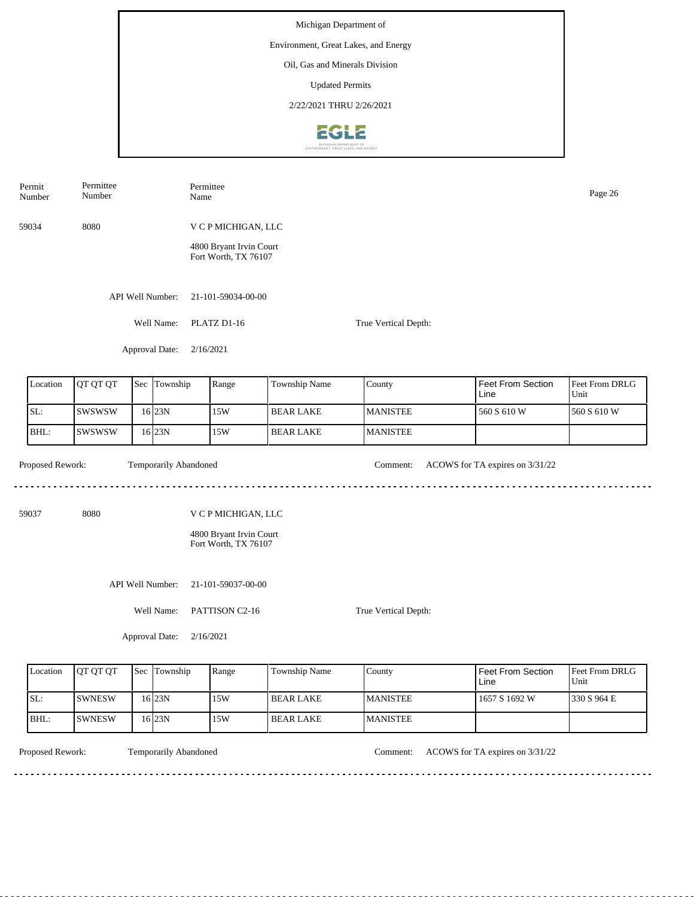Michigan Department of

Environment, Great Lakes, and Energy

Oil, Gas and Minerals Division

Updated Permits

2/22/2021 THRU 2/26/2021

| Permit Number | Permittee Number | Permittee Name |
|---|---|---|
| 59034 | 8080 | V C P MICHIGAN, LLC<br>4800 Bryant Irvin Court<br>Fort Worth, TX 76107 |

API Well Number: 21-101-59034-00-00

Well Name: PLATZ D1-16

True Vertical Depth:

Approval Date: 2/16/2021

| Location | QT QT QT | Sec | Township | Range | Township Name | County | Feet From Section Line | Feet From DRLG Unit |
|---|---|---|---|---|---|---|---|---|
| SL: | SWSWSW | 16 | 23N | 15W | BEAR LAKE | MANISTEE | 560 S 610 W | 560 S 610 W |
| BHL: | SWSWSW | 16 | 23N | 15W | BEAR LAKE | MANISTEE | | |

Proposed Rework: Temporarily Abandoned

Comment: ACOWS for TA expires on 3/31/22

---

| Permit Number | Permittee Number | Permittee Name |
|---|---|---|
| 59037 | 8080 | V C P MICHIGAN, LLC<br>4800 Bryant Irvin Court<br>Fort Worth, TX 76107 |

API Well Number: 21-101-59037-00-00

Well Name: PATTISON C2-16

True Vertical Depth:

Approval Date: 2/16/2021

| Location | QT QT QT | Sec | Township | Range | Township Name | County | Feet From Section Line | Feet From DRLG Unit |
|---|---|---|---|---|---|---|---|---|
| SL: | SWNESW | 16 | 23N | 15W | BEAR LAKE | MANISTEE | 1657 S 1692 W | 330 S 964 E |
| BHL: | SWNESW | 16 | 23N | 15W | BEAR LAKE | MANISTEE | | |

Proposed Rework: Temporarily Abandoned

Comment: ACOWS for TA expires on 3/31/22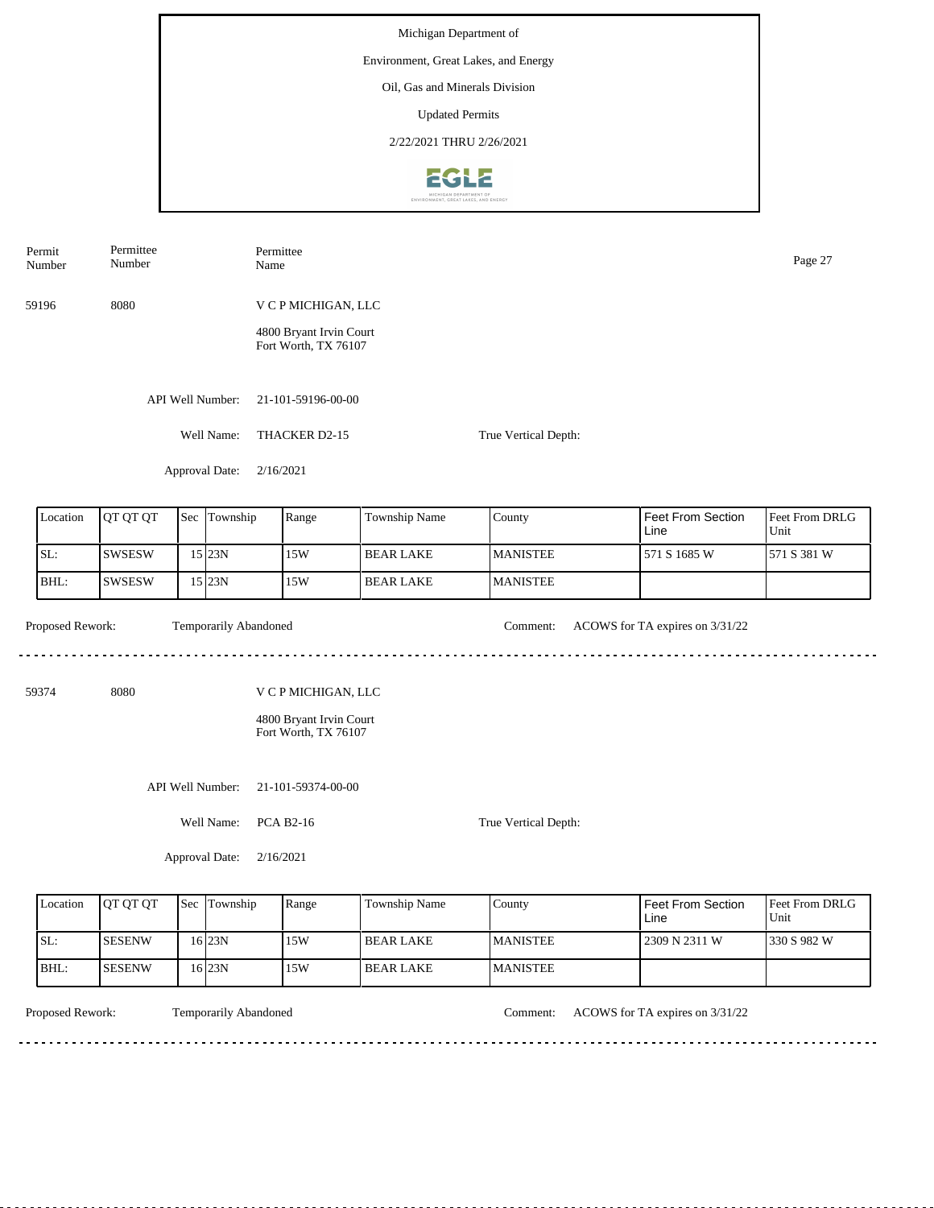Michigan Department of

Environment, Great Lakes, and Energy

Oil, Gas and Minerals Division

Updated Permits

2/22/2021 THRU 2/26/2021

| Permit Number | Permittee Number | Permittee Name |
|---|---|---|
| 59196 | 8080 | V C P MICHIGAN, LLC<br>4800 Bryant Irvin Court<br>Fort Worth, TX 76107 |

API Well Number: 21-101-59196-00-00

Well Name: THACKER D2-15

True Vertical Depth:

Approval Date: 2/16/2021

| Location | QT QT QT | Sec | Township | Range | Township Name | County | Feet From Section Line | Feet From DRLG Unit |
|---|---|---|---|---|---|---|---|---|
| SL: | SWSESW | 15 | 23N | 15W | BEAR LAKE | MANISTEE | 571 S 1685 W | 571 S 381 W |
| BHL: | SWSESW | 15 | 23N | 15W | BEAR LAKE | MANISTEE | | |

Proposed Rework: Temporarily Abandoned

Comment: ACOWS for TA expires on 3/31/22

---

| Permit Number | Permittee Number | Permittee Name |
|---|---|---|
| 59374 | 8080 | V C P MICHIGAN, LLC<br>4800 Bryant Irvin Court<br>Fort Worth, TX 76107 |

API Well Number: 21-101-59374-00-00

Well Name: PCA B2-16

True Vertical Depth:

Approval Date: 2/16/2021

| Location | QT QT QT | Sec | Township | Range | Township Name | County | Feet From Section Line | Feet From DRLG Unit |
|---|---|---|---|---|---|---|---|---|
| SL: | SESENW | 16 | 23N | 15W | BEAR LAKE | MANISTEE | 2309 N 2311 W | 330 S 982 W |
| BHL: | SESENW | 16 | 23N | 15W | BEAR LAKE | MANISTEE | | |

Proposed Rework: Temporarily Abandoned

Comment: ACOWS for TA expires on 3/31/22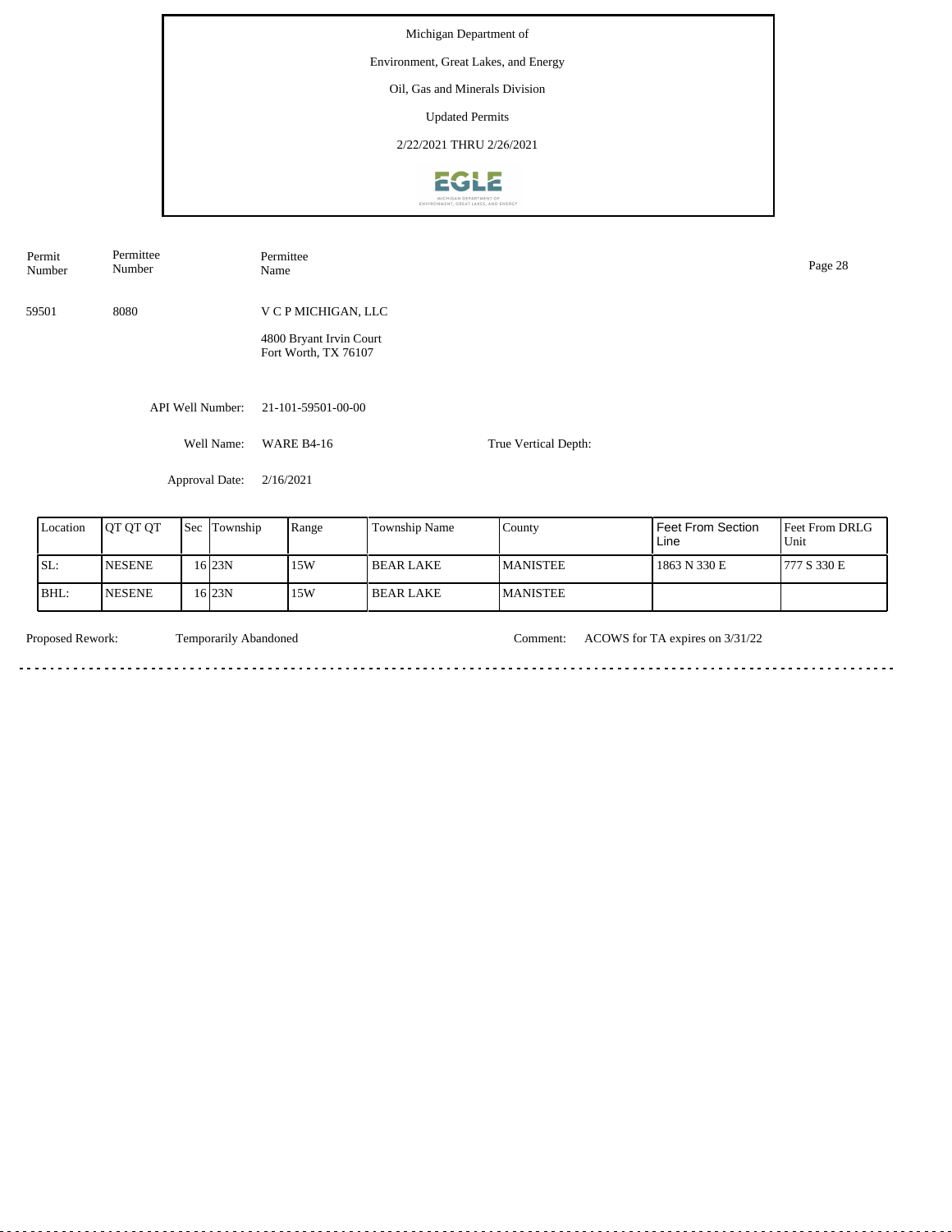Michigan Department of

Environment, Great Lakes, and Energy

Oil, Gas and Minerals Division

Updated Permits

2/22/2021 THRU 2/26/2021

| Permit Number | Permittee Number | Permittee Name |
|---|---|---|
| 59501 | 8080 | V C P MICHIGAN, LLC<br>4800 Bryant Irvin Court<br>Fort Worth, TX 76107 |

API Well Number: 21-101-59501-00-00

Well Name: WARE B4-16

True Vertical Depth:

Approval Date: 2/16/2021

| Location | QT QT QT | Sec | Township | Range | Township Name | County | Feet From Section Line | Feet From DRLG Unit |
|---|---|---|---|---|---|---|---|---|
| SL: | NESENE | 16 | 23N | 15W | BEAR LAKE | MANISTEE | 1863 N 330 E | 777 S 330 E |
| BHL: | NESENE | 16 | 23N | 15W | BEAR LAKE | MANISTEE | | |

Proposed Rework: Temporarily Abandoned

Comment: ACOWS for TA expires on 3/31/22